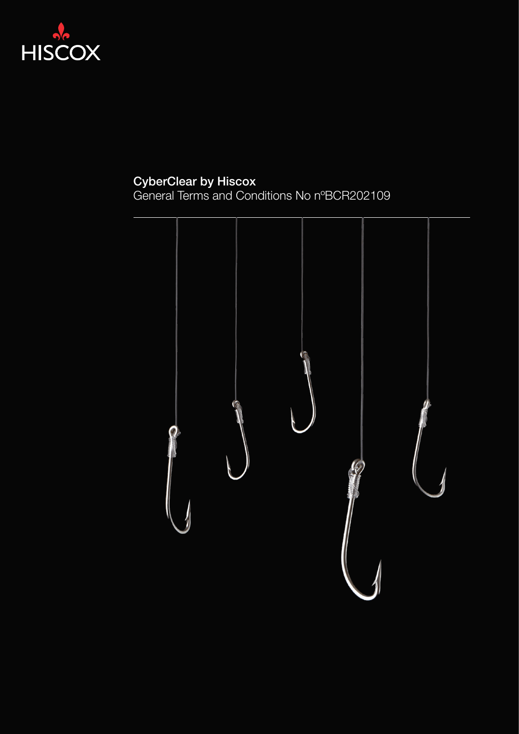HISCOX

# CyberClear by Hiscox

General Terms and Conditions No nºBCR202109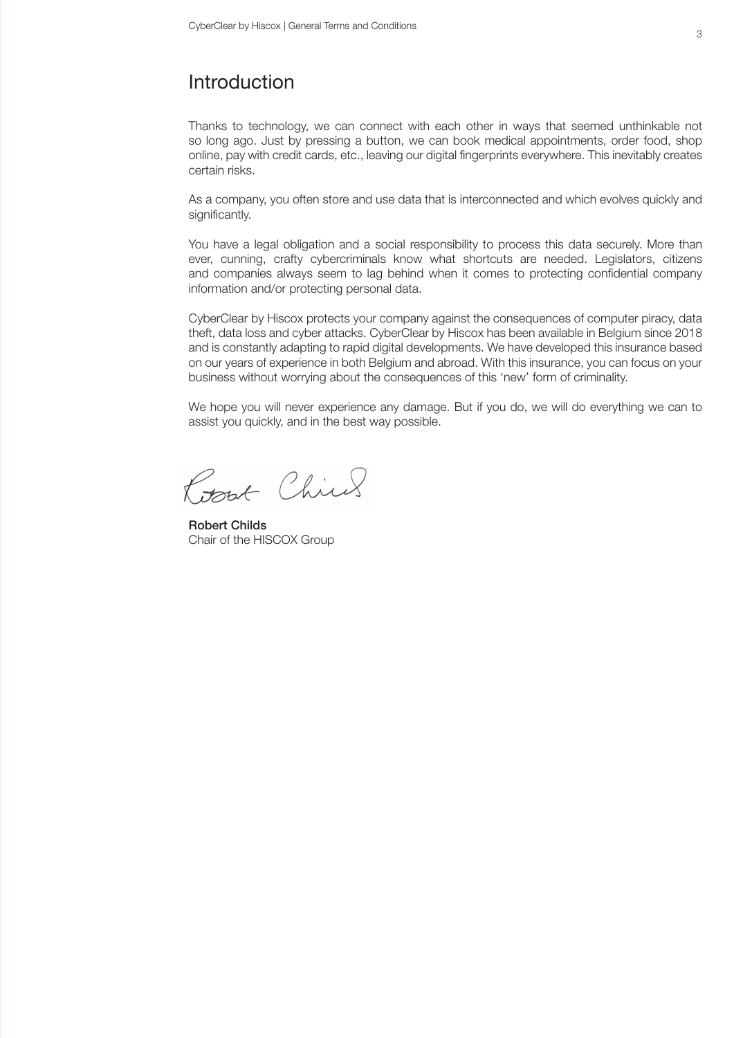# Introduction

Thanks to technology, we can connect with each other in ways that seemed unthinkable not so long ago. Just by pressing a button, we can book medical appointments, order food, shop online, pay with credit cards, etc., leaving our digital fingerprints everywhere. This inevitably creates certain risks.

As a company, you often store and use data that is interconnected and which evolves quickly and significantly.

You have a legal obligation and a social responsibility to process this data securely. More than ever, cunning, crafty cybercriminals know what shortcuts are needed. Legislators, citizens and companies always seem to lag behind when it comes to protecting confidential company information and/or protecting personal data.

CyberClear by Hiscox protects your company against the consequences of computer piracy, data theft, data loss and cyber attacks. CyberClear by Hiscox has been available in Belgium since 2018 and is constantly adapting to rapid digital developments. We have developed this insurance based on our years of experience in both Belgium and abroad. With this insurance, you can focus on your business without worrying about the consequences of this 'new' form of criminality.

We hope you will never experience any damage. But if you do, we will do everything we can to assist you quickly, and in the best way possible.

**Robert Childs**
Chair of the HISCOX Group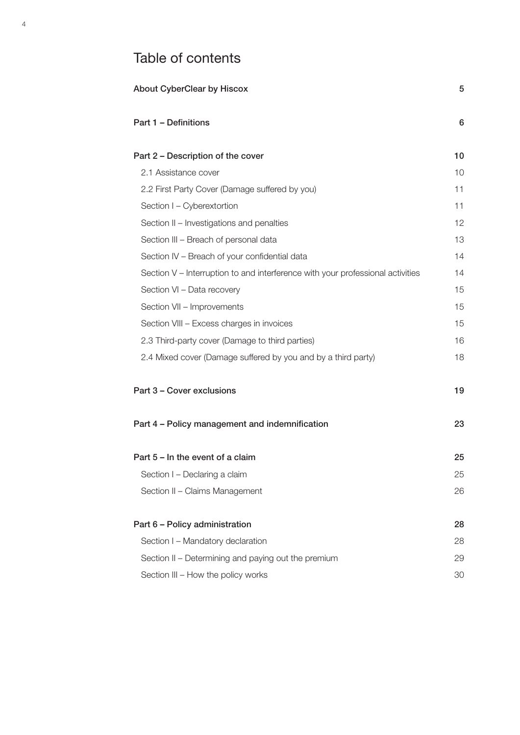# Table of contents

| | |
|---|---|
| **About CyberClear by Hiscox** | **5** |
| **Part 1 – Definitions** | **6** |
| **Part 2 – Description of the cover** | **10** |
| 2.1 Assistance cover | 10 |
| 2.2 First Party Cover (Damage suffered by you) | 11 |
| Section I – Cyberextortion | 11 |
| Section II – Investigations and penalties | 12 |
| Section III – Breach of personal data | 13 |
| Section IV – Breach of your confidential data | 14 |
| Section V – Interruption to and interference with your professional activities | 14 |
| Section VI – Data recovery | 15 |
| Section VII – Improvements | 15 |
| Section VIII – Excess charges in invoices | 15 |
| 2.3 Third-party cover (Damage to third parties) | 16 |
| 2.4 Mixed cover (Damage suffered by you and by a third party) | 18 |
| **Part 3 – Cover exclusions** | **19** |
| **Part 4 – Policy management and indemnification** | **23** |
| **Part 5 – In the event of a claim** | **25** |
| Section I – Declaring a claim | 25 |
| Section II – Claims Management | 26 |
| **Part 6 – Policy administration** | **28** |
| Section I – Mandatory declaration | 28 |
| Section II – Determining and paying out the premium | 29 |
| Section III – How the policy works | 30 |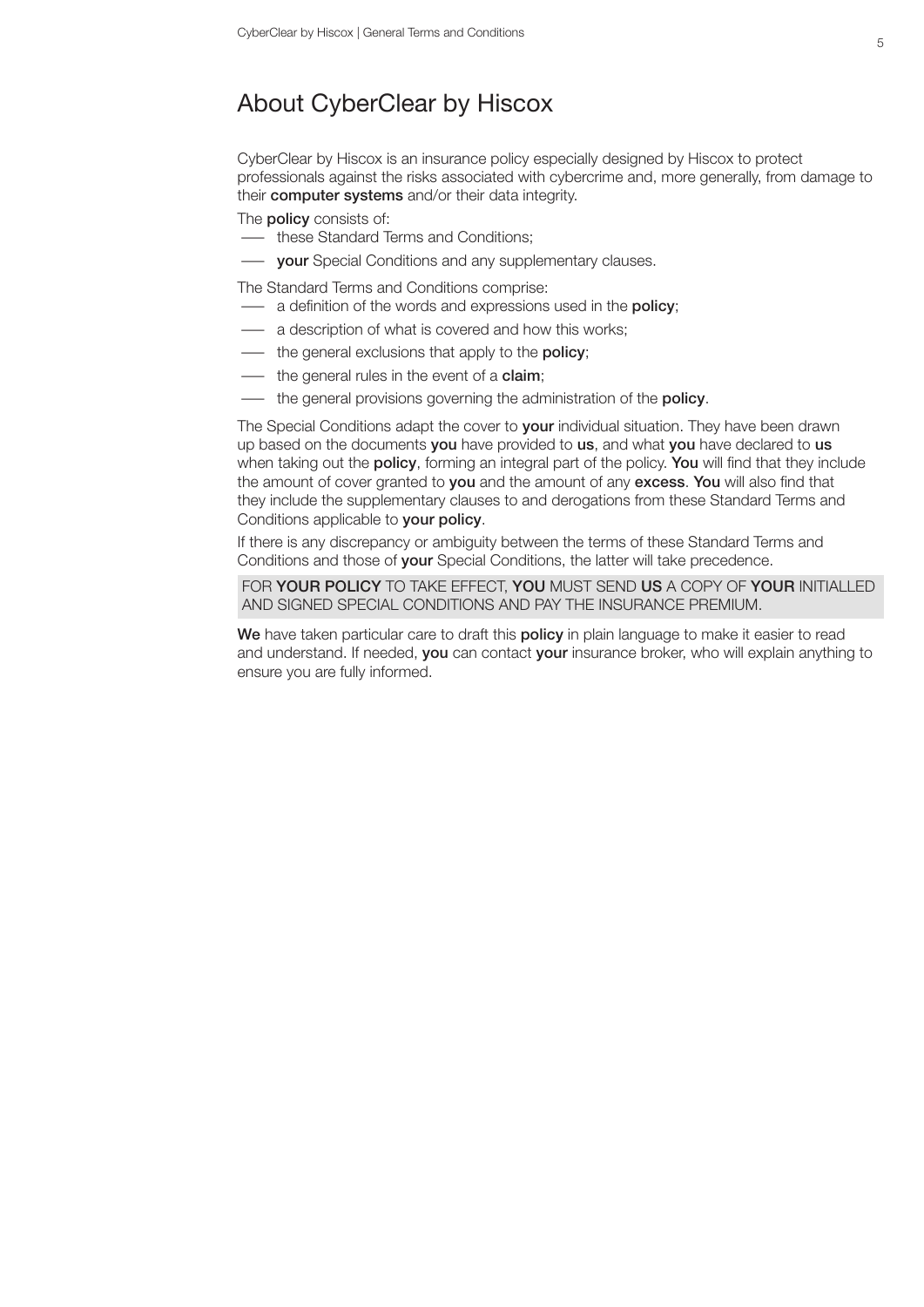# About CyberClear by Hiscox

CyberClear by Hiscox is an insurance policy especially designed by Hiscox to protect professionals against the risks associated with cybercrime and, more generally, from damage to their **computer systems** and/or their data integrity.

The **policy** consists of:

- these Standard Terms and Conditions;
- **your** Special Conditions and any supplementary clauses.

The Standard Terms and Conditions comprise:

- a definition of the words and expressions used in the **policy**;
- a description of what is covered and how this works;
- the general exclusions that apply to the **policy**;
- the general rules in the event of a **claim**;
- the general provisions governing the administration of the **policy**.

The Special Conditions adapt the cover to **your** individual situation. They have been drawn up based on the documents **you** have provided to **us**, and what **you** have declared to **us** when taking out the **policy**, forming an integral part of the policy. **You** will find that they include the amount of cover granted to **you** and the amount of any **excess**. **You** will also find that they include the supplementary clauses to and derogations from these Standard Terms and Conditions applicable to **your policy**.

If there is any discrepancy or ambiguity between the terms of these Standard Terms and Conditions and those of **your** Special Conditions, the latter will take precedence.

FOR **YOUR POLICY** TO TAKE EFFECT, **YOU** MUST SEND **US** A COPY OF **YOUR** INITIALLED AND SIGNED SPECIAL CONDITIONS AND PAY THE INSURANCE PREMIUM.

**We** have taken particular care to draft this **policy** in plain language to make it easier to read and understand. If needed, **you** can contact **your** insurance broker, who will explain anything to ensure you are fully informed.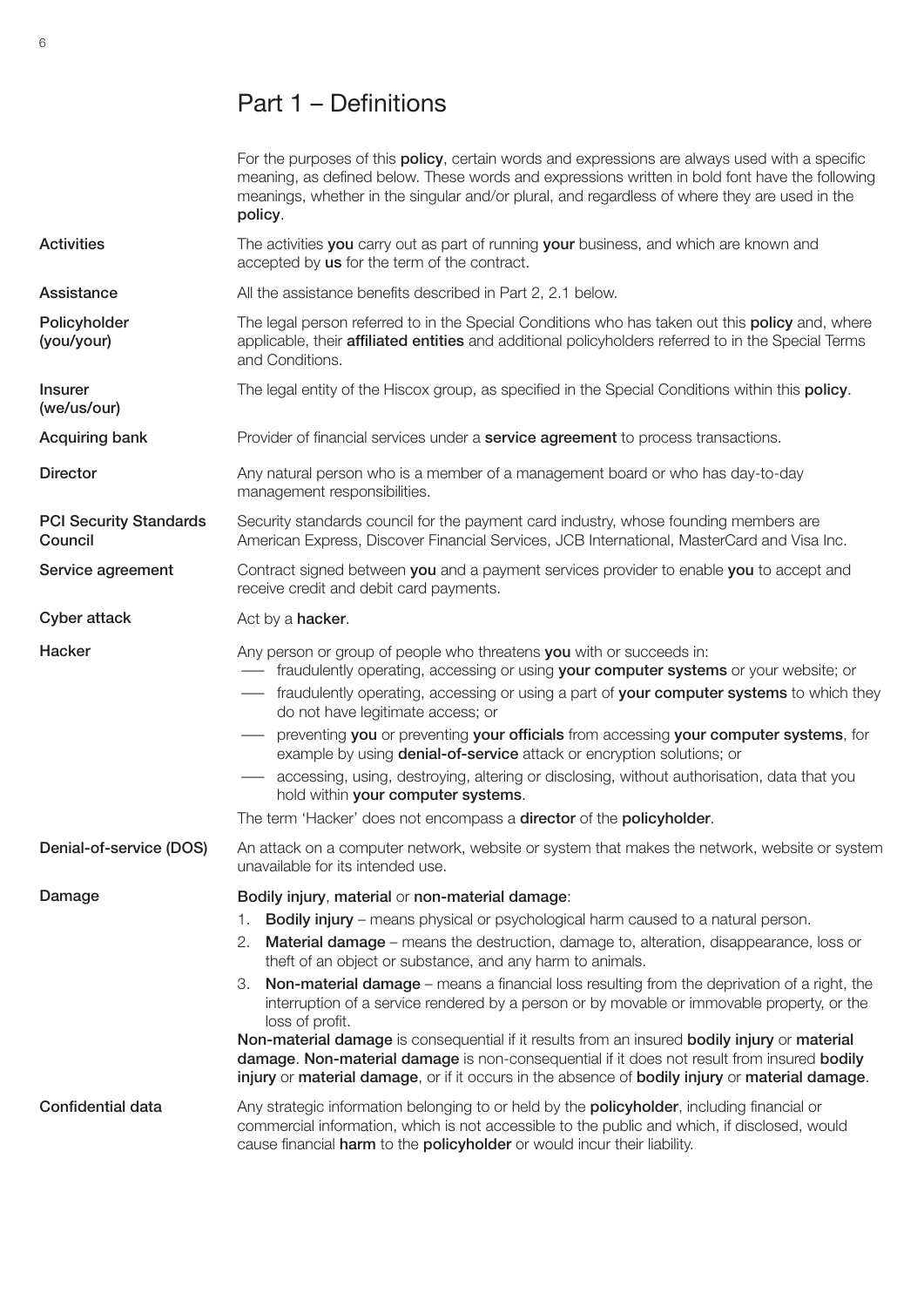# Part 1 – Definitions

For the purposes of this **policy**, certain words and expressions are always used with a specific meaning, as defined below. These words and expressions written in bold font have the following meanings, whether in the singular and/or plural, and regardless of where they are used in the **policy**.

**Activities**
The activities **you** carry out as part of running **your** business, and which are known and accepted by **us** for the term of the contract.

**Assistance**
All the assistance benefits described in Part 2, 2.1 below.

**Policyholder (you/your)**
The legal person referred to in the Special Conditions who has taken out this **policy** and, where applicable, their **affiliated entities** and additional policyholders referred to in the Special Terms and Conditions.

**Insurer (we/us/our)**
The legal entity of the Hiscox group, as specified in the Special Conditions within this **policy**.

**Acquiring bank**
Provider of financial services under a **service agreement** to process transactions.

**Director**
Any natural person who is a member of a management board or who has day-to-day management responsibilities.

**PCI Security Standards Council**
Security standards council for the payment card industry, whose founding members are American Express, Discover Financial Services, JCB International, MasterCard and Visa Inc.

**Service agreement**
Contract signed between **you** and a payment services provider to enable **you** to accept and receive credit and debit card payments.

**Cyber attack**
Act by a **hacker**.

**Hacker**
Any person or group of people who threatens **you** with or succeeds in:
- fraudulently operating, accessing or using **your computer systems** or your website; or
- fraudulently operating, accessing or using a part of **your computer systems** to which they do not have legitimate access; or
- preventing **you** or preventing **your officials** from accessing **your computer systems**, for example by using **denial-of-service** attack or encryption solutions; or
- accessing, using, destroying, altering or disclosing, without authorisation, data that you hold within **your computer systems**.

The term 'Hacker' does not encompass a **director** of the **policyholder**.

**Denial-of-service (DOS)**
An attack on a computer network, website or system that makes the network, website or system unavailable for its intended use.

**Damage**
**Bodily injury**, **material** or **non-material damage**:
1. **Bodily injury** – means physical or psychological harm caused to a natural person.
2. **Material damage** – means the destruction, damage to, alteration, disappearance, loss or theft of an object or substance, and any harm to animals.
3. **Non-material damage** – means a financial loss resulting from the deprivation of a right, the interruption of a service rendered by a person or by movable or immovable property, or the loss of profit.

**Non-material damage** is consequential if it results from an insured **bodily injury** or **material damage**. **Non-material damage** is non-consequential if it does not result from insured **bodily injury** or **material damage**, or if it occurs in the absence of **bodily injury** or **material damage**.

**Confidential data**
Any strategic information belonging to or held by the **policyholder**, including financial or commercial information, which is not accessible to the public and which, if disclosed, would cause financial **harm** to the **policyholder** or would incur their liability.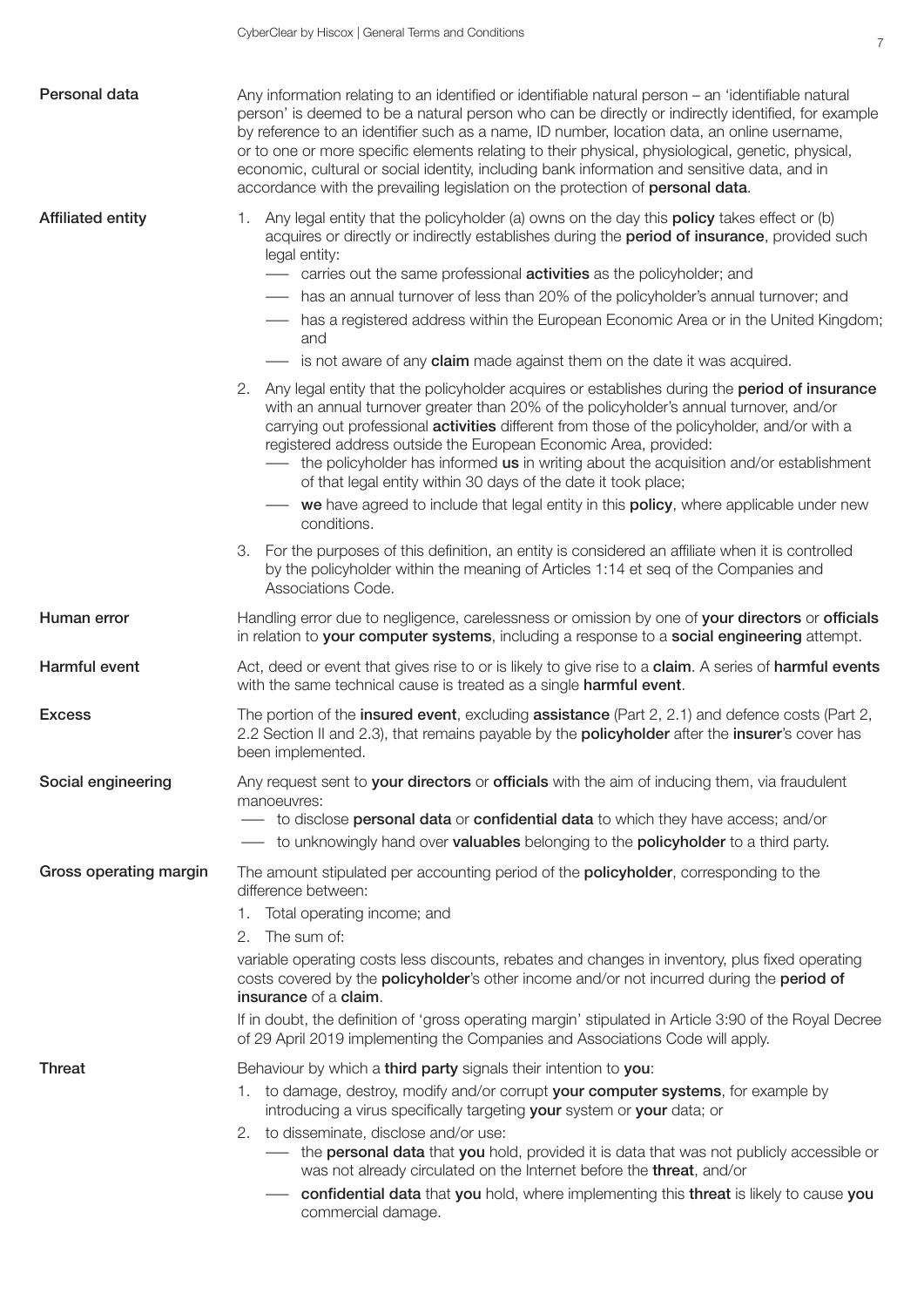**Personal data**

Any information relating to an identified or identifiable natural person – an 'identifiable natural person' is deemed to be a natural person who can be directly or indirectly identified, for example by reference to an identifier such as a name, ID number, location data, an online username, or to one or more specific elements relating to their physical, physiological, genetic, physical, economic, cultural or social identity, including bank information and sensitive data, and in accordance with the prevailing legislation on the protection of **personal data**.

**Affiliated entity**

1. Any legal entity that the policyholder (a) owns on the day this **policy** takes effect or (b) acquires or directly or indirectly establishes during the **period of insurance**, provided such legal entity:
   - carries out the same professional **activities** as the policyholder; and
   - has an annual turnover of less than 20% of the policyholder's annual turnover; and
   - has a registered address within the European Economic Area or in the United Kingdom; and
   - is not aware of any **claim** made against them on the date it was acquired.
2. Any legal entity that the policyholder acquires or establishes during the **period of insurance** with an annual turnover greater than 20% of the policyholder's annual turnover, and/or carrying out professional **activities** different from those of the policyholder, and/or with a registered address outside the European Economic Area, provided:
   - the policyholder has informed **us** in writing about the acquisition and/or establishment of that legal entity within 30 days of the date it took place;
   - **we** have agreed to include that legal entity in this **policy**, where applicable under new conditions.
3. For the purposes of this definition, an entity is considered an affiliate when it is controlled by the policyholder within the meaning of Articles 1:14 et seq of the Companies and Associations Code.

**Human error**

Handling error due to negligence, carelessness or omission by one of **your directors** or **officials** in relation to **your computer systems**, including a response to a **social engineering** attempt.

**Harmful event**

Act, deed or event that gives rise to or is likely to give rise to a **claim**. A series of **harmful events** with the same technical cause is treated as a single **harmful event**.

**Excess**

The portion of the **insured event**, excluding **assistance** (Part 2, 2.1) and defence costs (Part 2, 2.2 Section II and 2.3), that remains payable by the **policyholder** after the **insurer**'s cover has been implemented.

**Social engineering**

Any request sent to **your directors** or **officials** with the aim of inducing them, via fraudulent manoeuvres:
- to disclose **personal data** or **confidential data** to which they have access; and/or
- to unknowingly hand over **valuables** belonging to the **policyholder** to a third party.

**Gross operating margin**

The amount stipulated per accounting period of the **policyholder**, corresponding to the difference between:

1. Total operating income; and
2. The sum of:

variable operating costs less discounts, rebates and changes in inventory, plus fixed operating costs covered by the **policyholder**'s other income and/or not incurred during the **period of insurance** of a **claim**.

If in doubt, the definition of 'gross operating margin' stipulated in Article 3:90 of the Royal Decree of 29 April 2019 implementing the Companies and Associations Code will apply.

**Threat**

Behaviour by which a **third party** signals their intention to **you**:

1. to damage, destroy, modify and/or corrupt **your computer systems**, for example by introducing a virus specifically targeting **your** system or **your** data; or
2. to disseminate, disclose and/or use:
   - the **personal data** that **you** hold, provided it is data that was not publicly accessible or was not already circulated on the Internet before the **threat**, and/or
   - **confidential data** that **you** hold, where implementing this **threat** is likely to cause **you** commercial damage.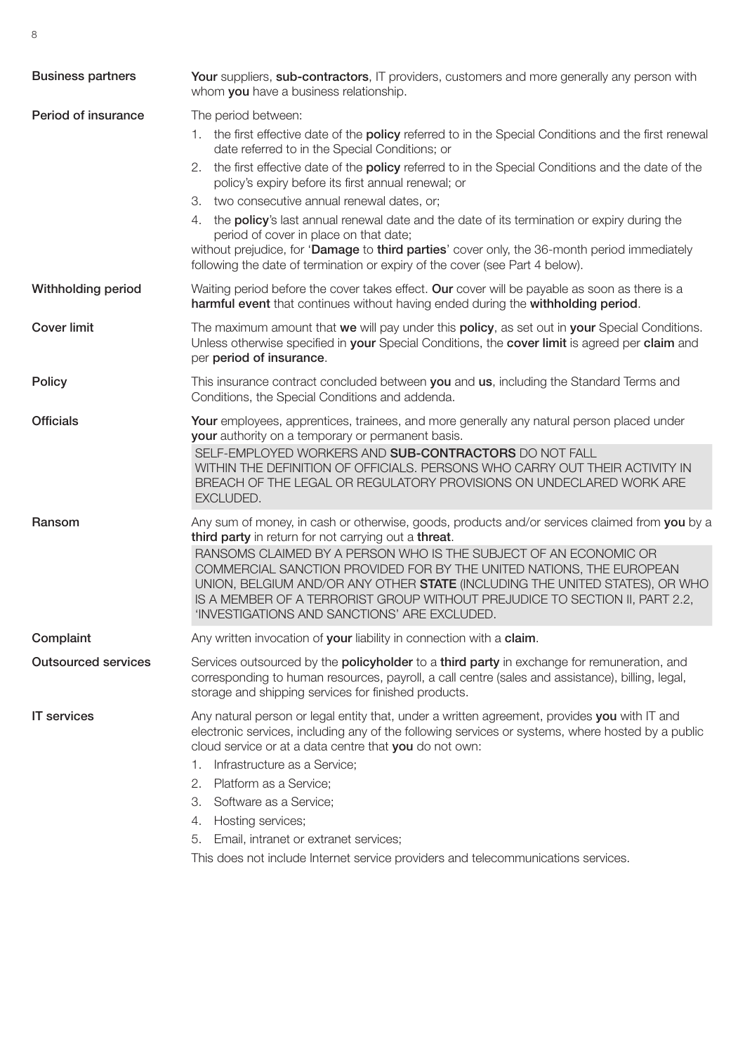**Business partners**

**Your** suppliers, **sub-contractors**, IT providers, customers and more generally any person with whom **you** have a business relationship.

**Period of insurance**

The period between:

1. the first effective date of the **policy** referred to in the Special Conditions and the first renewal date referred to in the Special Conditions; or
2. the first effective date of the **policy** referred to in the Special Conditions and the date of the policy's expiry before its first annual renewal; or
3. two consecutive annual renewal dates, or;
4. the **policy**'s last annual renewal date and the date of its termination or expiry during the period of cover in place on that date;

without prejudice, for '**Damage** to **third parties**' cover only, the 36-month period immediately following the date of termination or expiry of the cover (see Part 4 below).

**Withholding period**

Waiting period before the cover takes effect. **Our** cover will be payable as soon as there is a **harmful event** that continues without having ended during the **withholding period**.

**Cover limit**

The maximum amount that **we** will pay under this **policy**, as set out in **your** Special Conditions. Unless otherwise specified in **your** Special Conditions, the **cover limit** is agreed per **claim** and per **period of insurance**.

**Policy**

This insurance contract concluded between **you** and **us**, including the Standard Terms and Conditions, the Special Conditions and addenda.

**Officials**

**Your** employees, apprentices, trainees, and more generally any natural person placed under **your** authority on a temporary or permanent basis.

SELF-EMPLOYED WORKERS AND **SUB-CONTRACTORS** DO NOT FALL WITHIN THE DEFINITION OF OFFICIALS. PERSONS WHO CARRY OUT THEIR ACTIVITY IN BREACH OF THE LEGAL OR REGULATORY PROVISIONS ON UNDECLARED WORK ARE EXCLUDED.

**Ransom**

Any sum of money, in cash or otherwise, goods, products and/or services claimed from **you** by a **third party** in return for not carrying out a **threat**.

RANSOMS CLAIMED BY A PERSON WHO IS THE SUBJECT OF AN ECONOMIC OR COMMERCIAL SANCTION PROVIDED FOR BY THE UNITED NATIONS, THE EUROPEAN UNION, BELGIUM AND/OR ANY OTHER **STATE** (INCLUDING THE UNITED STATES), OR WHO IS A MEMBER OF A TERRORIST GROUP WITHOUT PREJUDICE TO SECTION II, PART 2.2, 'INVESTIGATIONS AND SANCTIONS' ARE EXCLUDED.

**Complaint**

Any written invocation of **your** liability in connection with a **claim**.

**Outsourced services**

Services outsourced by the **policyholder** to a **third party** in exchange for remuneration, and corresponding to human resources, payroll, a call centre (sales and assistance), billing, legal, storage and shipping services for finished products.

**IT services**

Any natural person or legal entity that, under a written agreement, provides **you** with IT and electronic services, including any of the following services or systems, where hosted by a public cloud service or at a data centre that **you** do not own:

1. Infrastructure as a Service;
2. Platform as a Service;
3. Software as a Service;
4. Hosting services;
5. Email, intranet or extranet services;

This does not include Internet service providers and telecommunications services.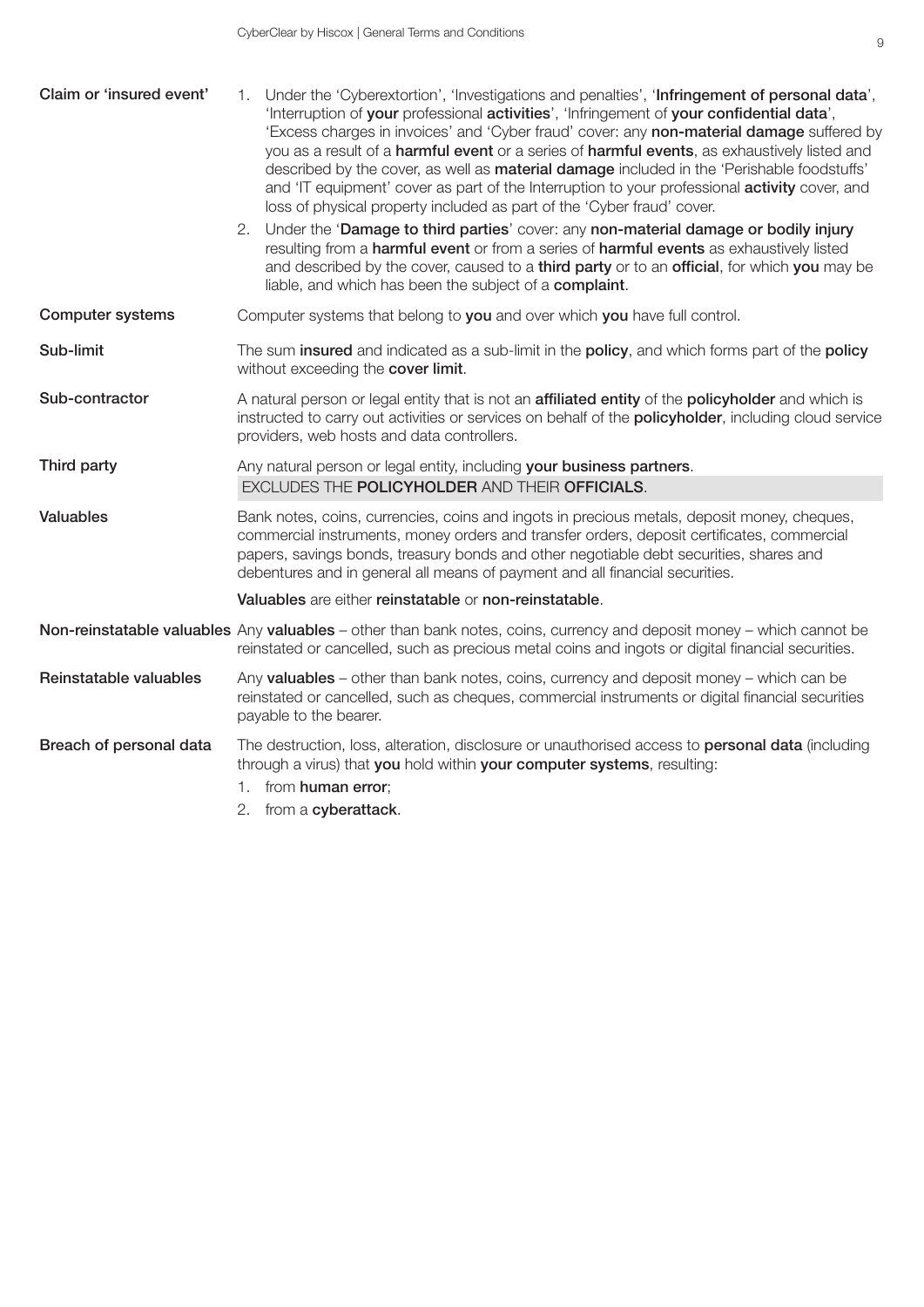**Claim or 'insured event'**

1. Under the 'Cyberextortion', 'Investigations and penalties', '**Infringement of personal data**', 'Interruption of **your** professional **activities**', 'Infringement of **your confidential data**', 'Excess charges in invoices' and 'Cyber fraud' cover: any **non-material damage** suffered by you as a result of a **harmful event** or a series of **harmful events**, as exhaustively listed and described by the cover, as well as **material damage** included in the 'Perishable foodstuffs' and 'IT equipment' cover as part of the Interruption to your professional **activity** cover, and loss of physical property included as part of the 'Cyber fraud' cover.
2. Under the '**Damage to third parties**' cover: any **non-material damage or bodily injury** resulting from a **harmful event** or from a series of **harmful events** as exhaustively listed and described by the cover, caused to a **third party** or to an **official**, for which **you** may be liable, and which has been the subject of a **complaint**.

**Computer systems**

Computer systems that belong to **you** and over which **you** have full control.

**Sub-limit**

The sum **insured** and indicated as a sub-limit in the **policy**, and which forms part of the **policy** without exceeding the **cover limit**.

**Sub-contractor**

A natural person or legal entity that is not an **affiliated entity** of the **policyholder** and which is instructed to carry out activities or services on behalf of the **policyholder**, including cloud service providers, web hosts and data controllers.

**Third party**

Any natural person or legal entity, including **your business partners**.
EXCLUDES THE **POLICYHOLDER** AND THEIR **OFFICIALS**.

**Valuables**

Bank notes, coins, currencies, coins and ingots in precious metals, deposit money, cheques, commercial instruments, money orders and transfer orders, deposit certificates, commercial papers, savings bonds, treasury bonds and other negotiable debt securities, shares and debentures and in general all means of payment and all financial securities.

**Valuables** are either **reinstatable** or **non-reinstatable**.

**Non-reinstatable valuables**

Any **valuables** – other than bank notes, coins, currency and deposit money – which cannot be reinstated or cancelled, such as precious metal coins and ingots or digital financial securities.

**Reinstatable valuables**

Any **valuables** – other than bank notes, coins, currency and deposit money – which can be reinstated or cancelled, such as cheques, commercial instruments or digital financial securities payable to the bearer.

**Breach of personal data**

The destruction, loss, alteration, disclosure or unauthorised access to **personal data** (including through a virus) that **you** hold within **your computer systems**, resulting:

1. from **human error**;
2. from a **cyberattack**.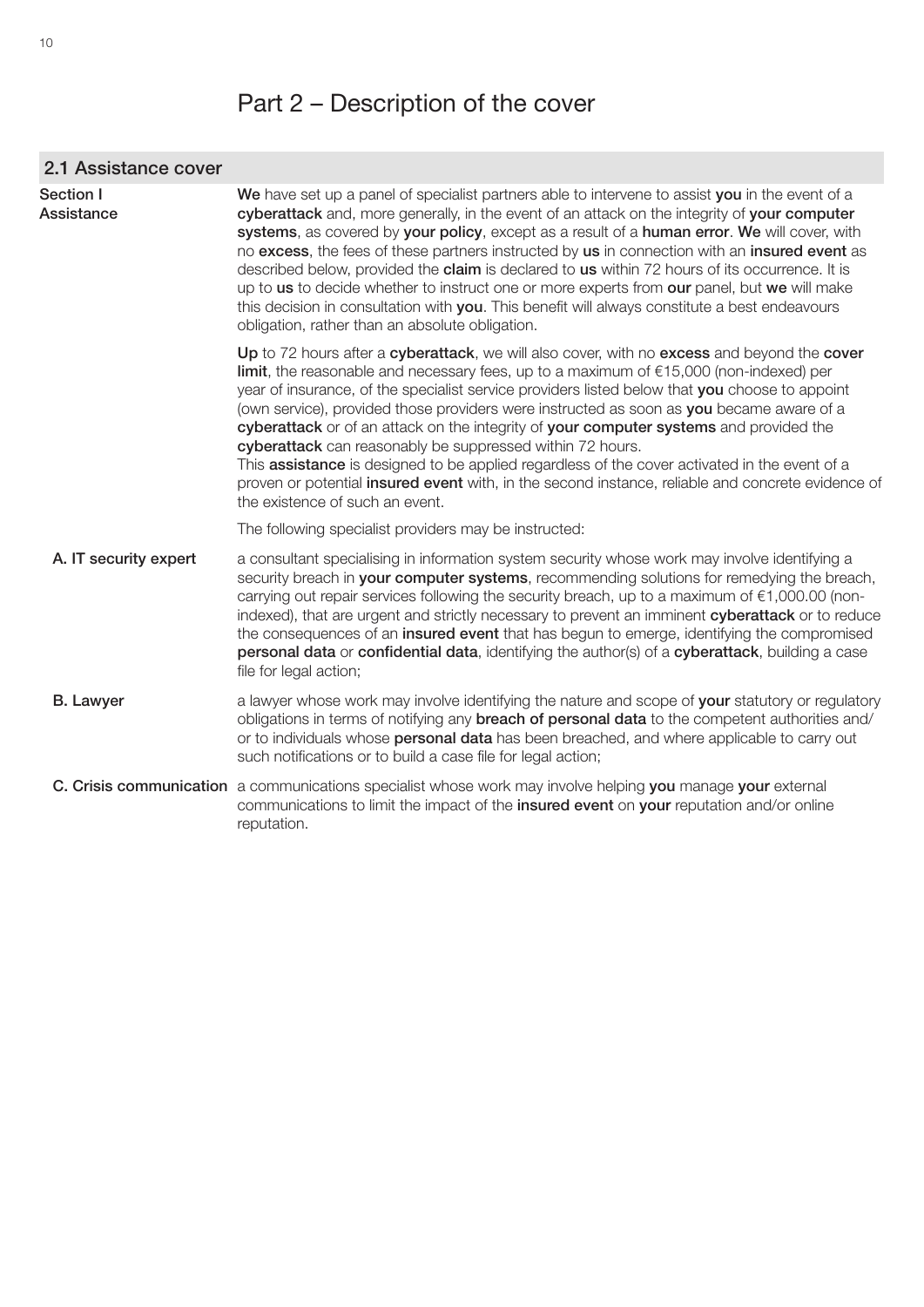# Part 2 – Description of the cover

## 2.1 Assistance cover

### Section I Assistance

**We** have set up a panel of specialist partners able to intervene to assist **you** in the event of a **cyberattack** and, more generally, in the event of an attack on the integrity of **your computer systems**, as covered by **your policy**, except as a result of a **human error**. **We** will cover, with no **excess**, the fees of these partners instructed by **us** in connection with an **insured event** as described below, provided the **claim** is declared to **us** within 72 hours of its occurrence. It is up to **us** to decide whether to instruct one or more experts from **our** panel, but **we** will make this decision in consultation with **you**. This benefit will always constitute a best endeavours obligation, rather than an absolute obligation.

**Up** to 72 hours after a **cyberattack**, we will also cover, with no **excess** and beyond the **cover limit**, the reasonable and necessary fees, up to a maximum of €15,000 (non-indexed) per year of insurance, of the specialist service providers listed below that **you** choose to appoint (own service), provided those providers were instructed as soon as **you** became aware of a **cyberattack** or of an attack on the integrity of **your computer systems** and provided the **cyberattack** can reasonably be suppressed within 72 hours.
This **assistance** is designed to be applied regardless of the cover activated in the event of a proven or potential **insured event** with, in the second instance, reliable and concrete evidence of the existence of such an event.

The following specialist providers may be instructed:

**A. IT security expert** – a consultant specialising in information system security whose work may involve identifying a security breach in **your computer systems**, recommending solutions for remedying the breach, carrying out repair services following the security breach, up to a maximum of €1,000.00 (non-indexed), that are urgent and strictly necessary to prevent an imminent **cyberattack** or to reduce the consequences of an **insured event** that has begun to emerge, identifying the compromised **personal data** or **confidential data**, identifying the author(s) of a **cyberattack**, building a case file for legal action;

**B. Lawyer** – a lawyer whose work may involve identifying the nature and scope of **your** statutory or regulatory obligations in terms of notifying any **breach of personal data** to the competent authorities and/or to individuals whose **personal data** has been breached, and where applicable to carry out such notifications or to build a case file for legal action;

**C. Crisis communication** – a communications specialist whose work may involve helping **you** manage **your** external communications to limit the impact of the **insured event** on **your** reputation and/or online reputation.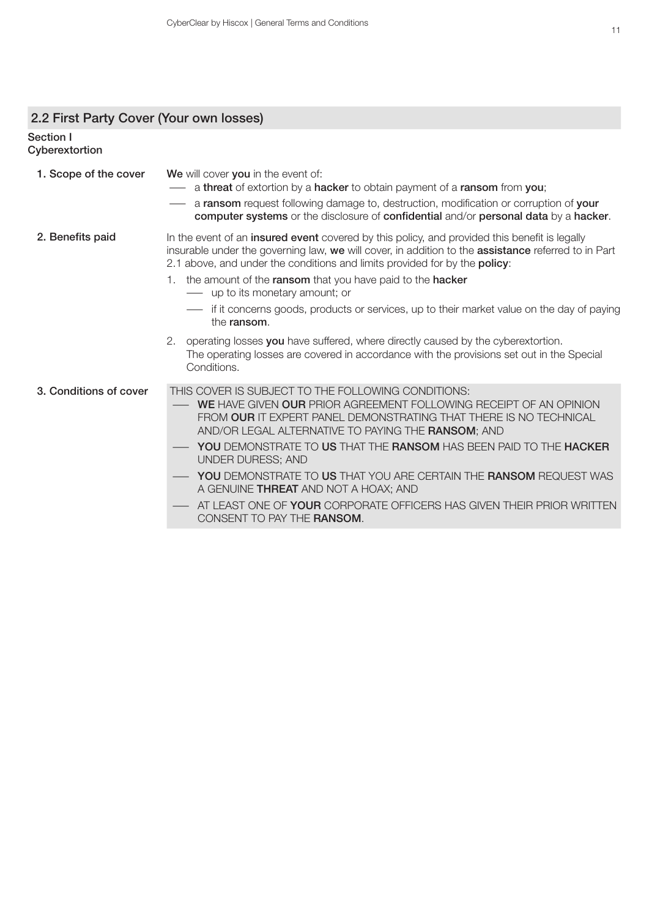## 2.2 First Party Cover (Your own losses)

### Section I
### Cyberextortion

**1. Scope of the cover**

**We** will cover **you** in the event of:

- a **threat** of extortion by a **hacker** to obtain payment of a **ransom** from **you**;
- a **ransom** request following damage to, destruction, modification or corruption of **your computer systems** or the disclosure of **confidential** and/or **personal data** by a **hacker**.

**2. Benefits paid**

In the event of an **insured event** covered by this policy, and provided this benefit is legally insurable under the governing law, **we** will cover, in addition to the **assistance** referred to in Part 2.1 above, and under the conditions and limits provided for by the **policy**:

1. the amount of the **ransom** that you have paid to the **hacker**
   - up to its monetary amount; or
   - if it concerns goods, products or services, up to their market value on the day of paying the **ransom**.
2. operating losses **you** have suffered, where directly caused by the cyberextortion. The operating losses are covered in accordance with the provisions set out in the Special Conditions.

**3. Conditions of cover**

THIS COVER IS SUBJECT TO THE FOLLOWING CONDITIONS:

- **WE** HAVE GIVEN **OUR** PRIOR AGREEMENT FOLLOWING RECEIPT OF AN OPINION FROM **OUR** IT EXPERT PANEL DEMONSTRATING THAT THERE IS NO TECHNICAL AND/OR LEGAL ALTERNATIVE TO PAYING THE **RANSOM**; AND
- **YOU** DEMONSTRATE TO **US** THAT THE **RANSOM** HAS BEEN PAID TO THE **HACKER** UNDER DURESS; AND
- **YOU** DEMONSTRATE TO **US** THAT YOU ARE CERTAIN THE **RANSOM** REQUEST WAS A GENUINE **THREAT** AND NOT A HOAX; AND
- AT LEAST ONE OF **YOUR** CORPORATE OFFICERS HAS GIVEN THEIR PRIOR WRITTEN CONSENT TO PAY THE **RANSOM**.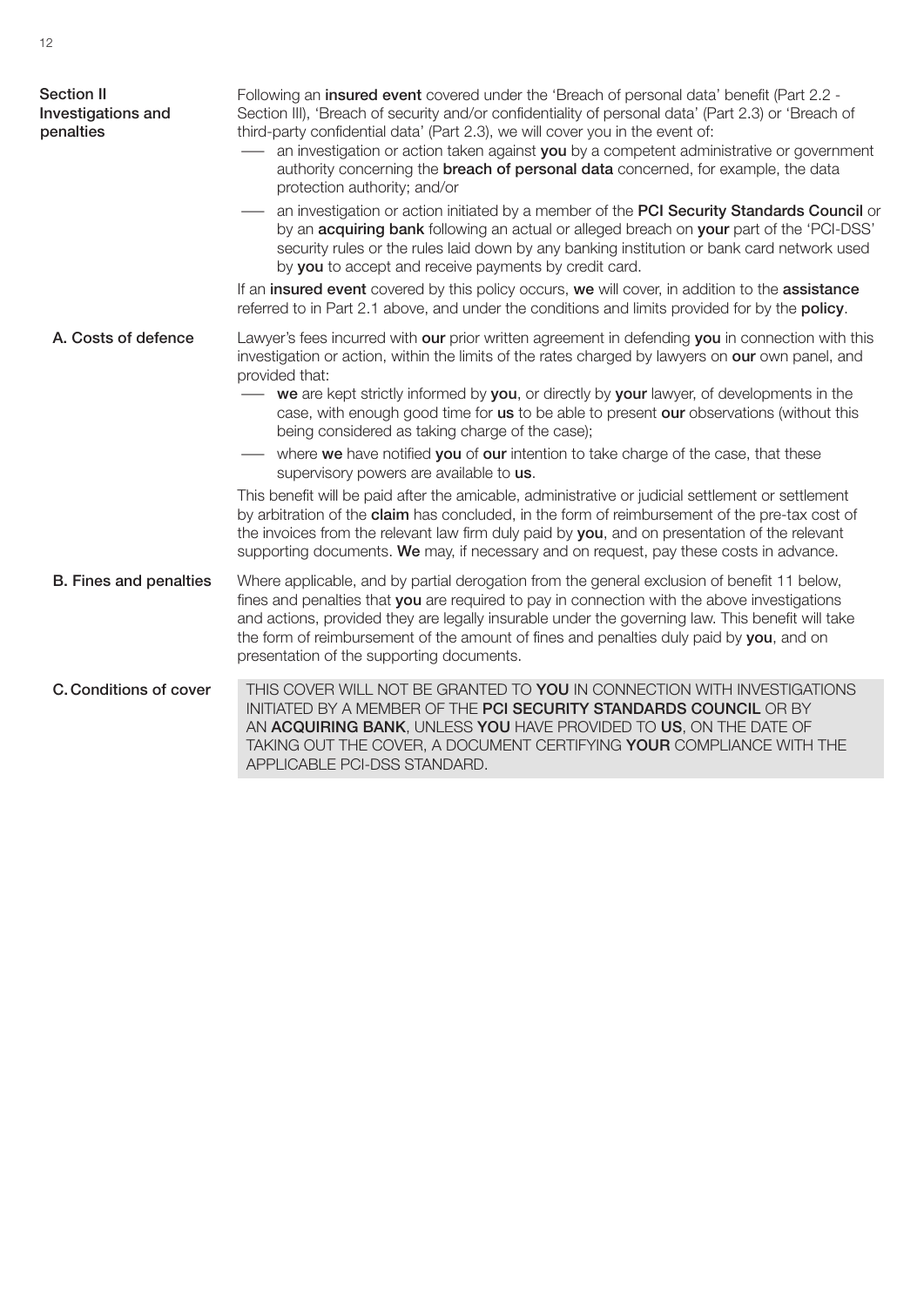## Section II Investigations and penalties

Following an **insured event** covered under the 'Breach of personal data' benefit (Part 2.2 - Section III), 'Breach of security and/or confidentiality of personal data' (Part 2.3) or 'Breach of third-party confidential data' (Part 2.3), we will cover you in the event of:

- an investigation or action taken against **you** by a competent administrative or government authority concerning the **breach of personal data** concerned, for example, the data protection authority; and/or
- an investigation or action initiated by a member of the **PCI Security Standards Council** or by an **acquiring bank** following an actual or alleged breach on **your** part of the 'PCI-DSS' security rules or the rules laid down by any banking institution or bank card network used by **you** to accept and receive payments by credit card.

If an **insured event** covered by this policy occurs, **we** will cover, in addition to the **assistance** referred to in Part 2.1 above, and under the conditions and limits provided for by the **policy**.

### A. Costs of defence

Lawyer's fees incurred with **our** prior written agreement in defending **you** in connection with this investigation or action, within the limits of the rates charged by lawyers on **our** own panel, and provided that:

- **we** are kept strictly informed by **you**, or directly by **your** lawyer, of developments in the case, with enough good time for **us** to be able to present **our** observations (without this being considered as taking charge of the case);
- where **we** have notified **you** of **our** intention to take charge of the case, that these supervisory powers are available to **us**.

This benefit will be paid after the amicable, administrative or judicial settlement or settlement by arbitration of the **claim** has concluded, in the form of reimbursement of the pre-tax cost of the invoices from the relevant law firm duly paid by **you**, and on presentation of the relevant supporting documents. **We** may, if necessary and on request, pay these costs in advance.

### B. Fines and penalties

Where applicable, and by partial derogation from the general exclusion of benefit 11 below, fines and penalties that **you** are required to pay in connection with the above investigations and actions, provided they are legally insurable under the governing law. This benefit will take the form of reimbursement of the amount of fines and penalties duly paid by **you**, and on presentation of the supporting documents.

### C. Conditions of cover

THIS COVER WILL NOT BE GRANTED TO **YOU** IN CONNECTION WITH INVESTIGATIONS INITIATED BY A MEMBER OF THE **PCI SECURITY STANDARDS COUNCIL** OR BY AN **ACQUIRING BANK**, UNLESS **YOU** HAVE PROVIDED TO **US**, ON THE DATE OF TAKING OUT THE COVER, A DOCUMENT CERTIFYING **YOUR** COMPLIANCE WITH THE APPLICABLE PCI-DSS STANDARD.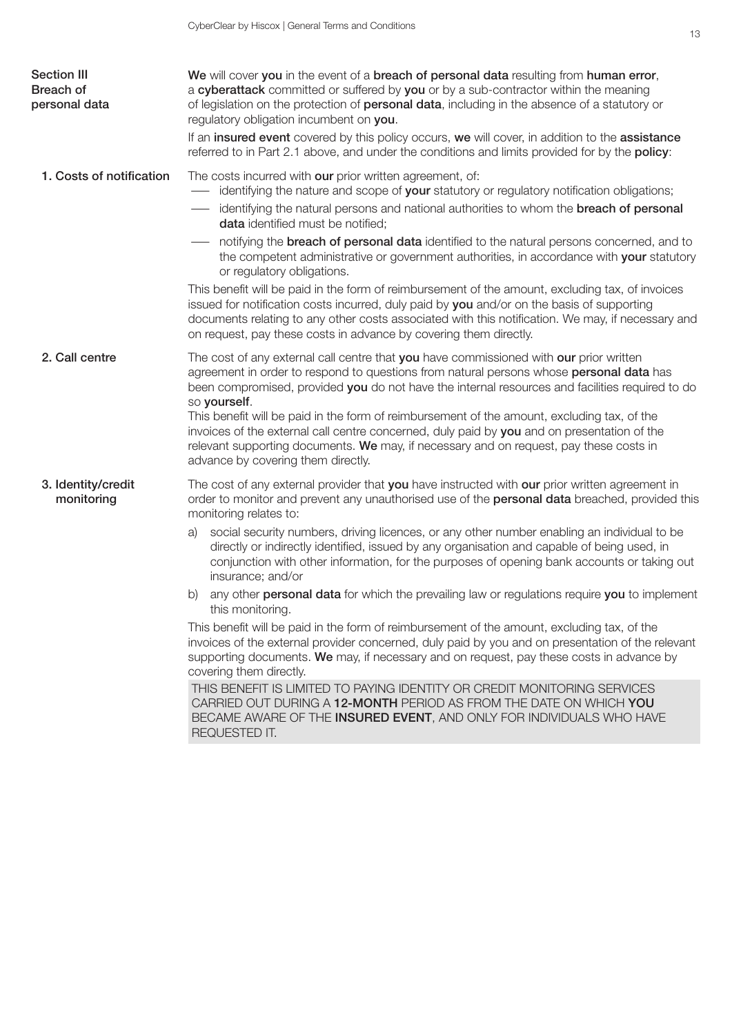## Section III Breach of personal data

**We** will cover **you** in the event of a **breach of personal data** resulting from **human error**, a **cyberattack** committed or suffered by **you** or by a sub-contractor within the meaning of legislation on the protection of **personal data**, including in the absence of a statutory or regulatory obligation incumbent on **you**.

If an **insured event** covered by this policy occurs, **we** will cover, in addition to the **assistance** referred to in Part 2.1 above, and under the conditions and limits provided for by the **policy**:

### 1. Costs of notification

The costs incurred with **our** prior written agreement, of:

- identifying the nature and scope of **your** statutory or regulatory notification obligations;
- identifying the natural persons and national authorities to whom the **breach of personal data** identified must be notified;
- notifying the **breach of personal data** identified to the natural persons concerned, and to the competent administrative or government authorities, in accordance with **your** statutory or regulatory obligations.

This benefit will be paid in the form of reimbursement of the amount, excluding tax, of invoices issued for notification costs incurred, duly paid by **you** and/or on the basis of supporting documents relating to any other costs associated with this notification. We may, if necessary and on request, pay these costs in advance by covering them directly.

### 2. Call centre

The cost of any external call centre that **you** have commissioned with **our** prior written agreement in order to respond to questions from natural persons whose **personal data** has been compromised, provided **you** do not have the internal resources and facilities required to do so **yourself**.

This benefit will be paid in the form of reimbursement of the amount, excluding tax, of the invoices of the external call centre concerned, duly paid by **you** and on presentation of the relevant supporting documents. **We** may, if necessary and on request, pay these costs in advance by covering them directly.

### 3. Identity/credit monitoring

The cost of any external provider that **you** have instructed with **our** prior written agreement in order to monitor and prevent any unauthorised use of the **personal data** breached, provided this monitoring relates to:

a) social security numbers, driving licences, or any other number enabling an individual to be directly or indirectly identified, issued by any organisation and capable of being used, in conjunction with other information, for the purposes of opening bank accounts or taking out insurance; and/or

b) any other **personal data** for which the prevailing law or regulations require **you** to implement this monitoring.

This benefit will be paid in the form of reimbursement of the amount, excluding tax, of the invoices of the external provider concerned, duly paid by you and on presentation of the relevant supporting documents. **We** may, if necessary and on request, pay these costs in advance by covering them directly.

THIS BENEFIT IS LIMITED TO PAYING IDENTITY OR CREDIT MONITORING SERVICES CARRIED OUT DURING A **12-MONTH** PERIOD AS FROM THE DATE ON WHICH **YOU** BECAME AWARE OF THE **INSURED EVENT**, AND ONLY FOR INDIVIDUALS WHO HAVE REQUESTED IT.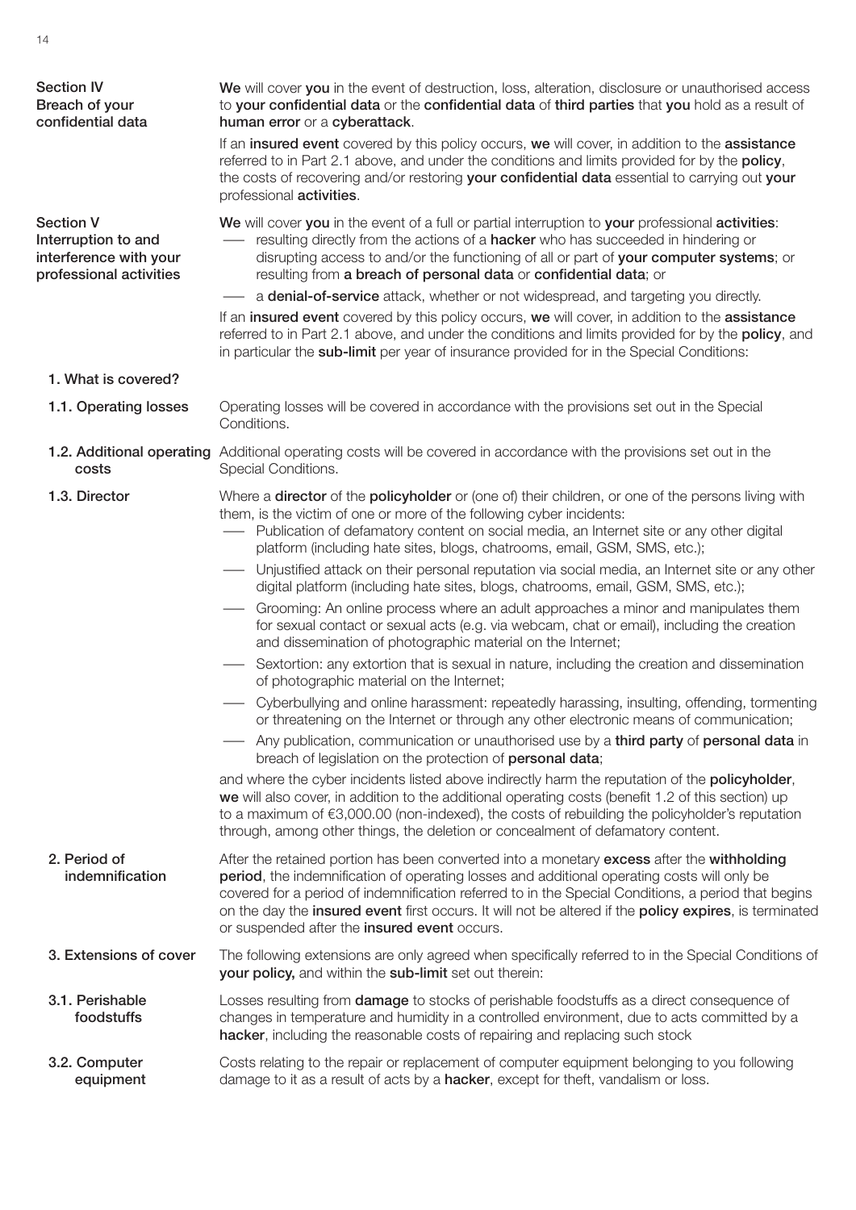## Section IV Breach of your confidential data

**We** will cover **you** in the event of destruction, loss, alteration, disclosure or unauthorised access to **your confidential data** or the **confidential data** of **third parties** that **you** hold as a result of **human error** or a **cyberattack**.

If an **insured event** covered by this policy occurs, **we** will cover, in addition to the **assistance** referred to in Part 2.1 above, and under the conditions and limits provided for by the **policy**, the costs of recovering and/or restoring **your confidential data** essential to carrying out **your** professional **activities**.

## Section V Interruption to and interference with your professional activities

**We** will cover **you** in the event of a full or partial interruption to **your** professional **activities**:

- resulting directly from the actions of a **hacker** who has succeeded in hindering or disrupting access to and/or the functioning of all or part of **your computer systems**; or resulting from **a breach of personal data** or **confidential data**; or
- a **denial-of-service** attack, whether or not widespread, and targeting you directly.

If an **insured event** covered by this policy occurs, **we** will cover, in addition to the **assistance** referred to in Part 2.1 above, and under the conditions and limits provided for by the **policy**, and in particular the **sub-limit** per year of insurance provided for in the Special Conditions:

### 1. What is covered?

**1.1. Operating losses**

Operating losses will be covered in accordance with the provisions set out in the Special Conditions.

**1.2. Additional operating costs**

Additional operating costs will be covered in accordance with the provisions set out in the Special Conditions.

**1.3. Director**

Where a **director** of the **policyholder** or (one of) their children, or one of the persons living with them, is the victim of one or more of the following cyber incidents:

- Publication of defamatory content on social media, an Internet site or any other digital platform (including hate sites, blogs, chatrooms, email, GSM, SMS, etc.);
- Unjustified attack on their personal reputation via social media, an Internet site or any other digital platform (including hate sites, blogs, chatrooms, email, GSM, SMS, etc.);
- Grooming: An online process where an adult approaches a minor and manipulates them for sexual contact or sexual acts (e.g. via webcam, chat or email), including the creation and dissemination of photographic material on the Internet;
- Sextortion: any extortion that is sexual in nature, including the creation and dissemination of photographic material on the Internet;
- Cyberbullying and online harassment: repeatedly harassing, insulting, offending, tormenting or threatening on the Internet or through any other electronic means of communication;
- Any publication, communication or unauthorised use by a **third party** of **personal data** in breach of legislation on the protection of **personal data**;

and where the cyber incidents listed above indirectly harm the reputation of the **policyholder**, **we** will also cover, in addition to the additional operating costs (benefit 1.2 of this section) up to a maximum of €3,000.00 (non-indexed), the costs of rebuilding the policyholder's reputation through, among other things, the deletion or concealment of defamatory content.

### 2. Period of indemnification

After the retained portion has been converted into a monetary **excess** after the **withholding period**, the indemnification of operating losses and additional operating costs will only be covered for a period of indemnification referred to in the Special Conditions, a period that begins on the day the **insured event** first occurs. It will not be altered if the **policy expires**, is terminated or suspended after the **insured event** occurs.

### 3. Extensions of cover

The following extensions are only agreed when specifically referred to in the Special Conditions of **your policy,** and within the **sub-limit** set out therein:

**3.1. Perishable foodstuffs**

Losses resulting from **damage** to stocks of perishable foodstuffs as a direct consequence of changes in temperature and humidity in a controlled environment, due to acts committed by a **hacker**, including the reasonable costs of repairing and replacing such stock

**3.2. Computer equipment**

Costs relating to the repair or replacement of computer equipment belonging to you following damage to it as a result of acts by a **hacker**, except for theft, vandalism or loss.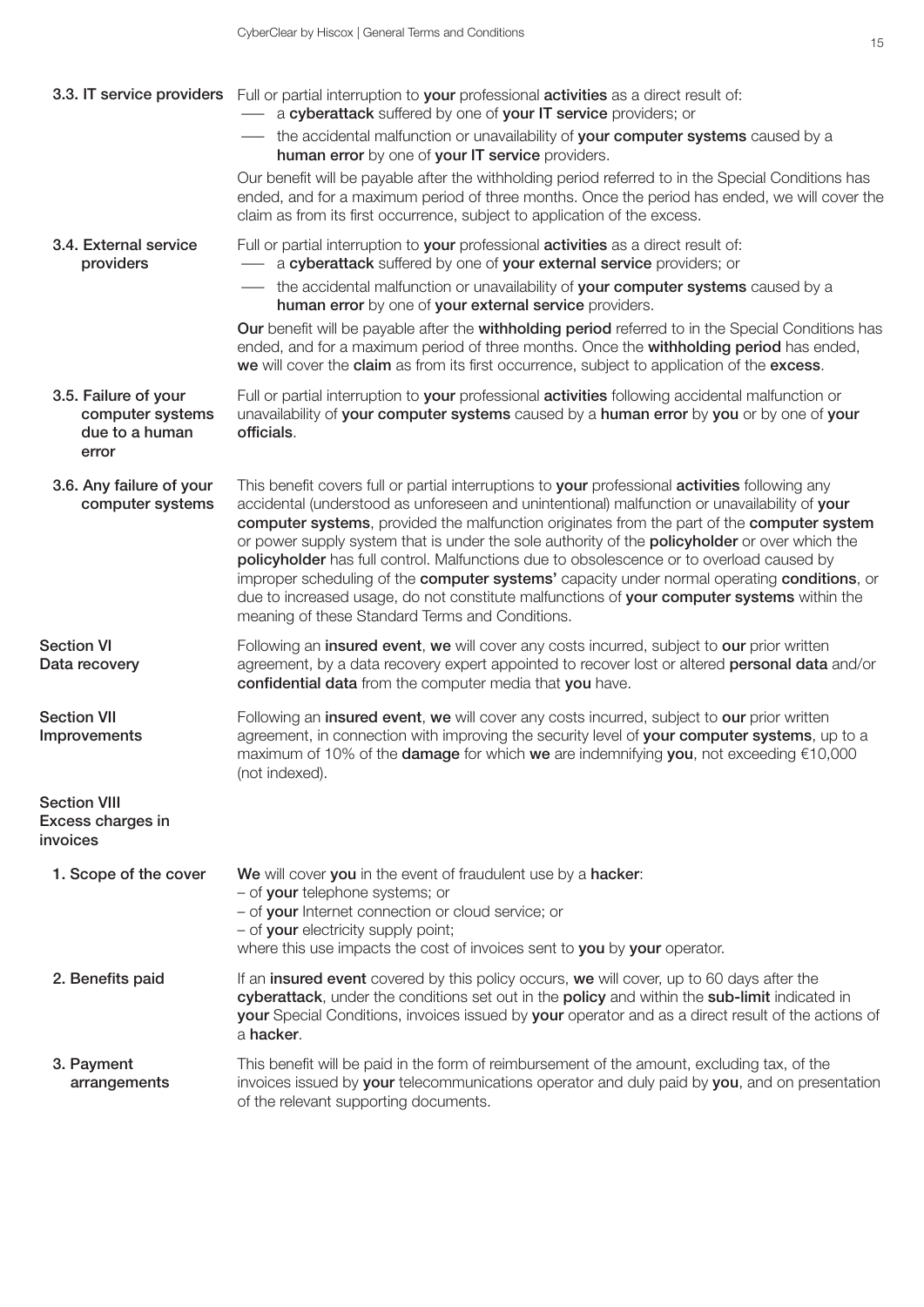**3.3. IT service providers**

Full or partial interruption to **your** professional **activities** as a direct result of:

- a **cyberattack** suffered by one of **your IT service** providers; or
- the accidental malfunction or unavailability of **your computer systems** caused by a **human error** by one of **your IT service** providers.

Our benefit will be payable after the withholding period referred to in the Special Conditions has ended, and for a maximum period of three months. Once the period has ended, we will cover the claim as from its first occurrence, subject to application of the excess.

**3.4. External service providers**

Full or partial interruption to **your** professional **activities** as a direct result of:

- a **cyberattack** suffered by one of **your external service** providers; or
- the accidental malfunction or unavailability of **your computer systems** caused by a **human error** by one of **your external service** providers.

**Our** benefit will be payable after the **withholding period** referred to in the Special Conditions has ended, and for a maximum period of three months. Once the **withholding period** has ended, **we** will cover the **claim** as from its first occurrence, subject to application of the **excess**.

**3.5. Failure of your computer systems due to a human error**

Full or partial interruption to **your** professional **activities** following accidental malfunction or unavailability of **your computer systems** caused by a **human error** by **you** or by one of **your officials**.

**3.6. Any failure of your computer systems**

This benefit covers full or partial interruptions to **your** professional **activities** following any accidental (understood as unforeseen and unintentional) malfunction or unavailability of **your computer systems**, provided the malfunction originates from the part of the **computer system** or power supply system that is under the sole authority of the **policyholder** or over which the **policyholder** has full control. Malfunctions due to obsolescence or to overload caused by improper scheduling of the **computer systems'** capacity under normal operating **conditions**, or due to increased usage, do not constitute malfunctions of **your computer systems** within the meaning of these Standard Terms and Conditions.

## Section VI Data recovery

Following an **insured event**, **we** will cover any costs incurred, subject to **our** prior written agreement, by a data recovery expert appointed to recover lost or altered **personal data** and/or **confidential data** from the computer media that **you** have.

## Section VII Improvements

Following an **insured event**, **we** will cover any costs incurred, subject to **our** prior written agreement, in connection with improving the security level of **your computer systems**, up to a maximum of 10% of the **damage** for which **we** are indemnifying **you**, not exceeding €10,000 (not indexed).

## Section VIII Excess charges in invoices

**1. Scope of the cover**

**We** will cover **you** in the event of fraudulent use by a **hacker**:

- of **your** telephone systems; or
- of **your** Internet connection or cloud service; or
- of **your** electricity supply point;

where this use impacts the cost of invoices sent to **you** by **your** operator.

**2. Benefits paid**

If an **insured event** covered by this policy occurs, **we** will cover, up to 60 days after the **cyberattack**, under the conditions set out in the **policy** and within the **sub-limit** indicated in **your** Special Conditions, invoices issued by **your** operator and as a direct result of the actions of a **hacker**.

**3. Payment arrangements**

This benefit will be paid in the form of reimbursement of the amount, excluding tax, of the invoices issued by **your** telecommunications operator and duly paid by **you**, and on presentation of the relevant supporting documents.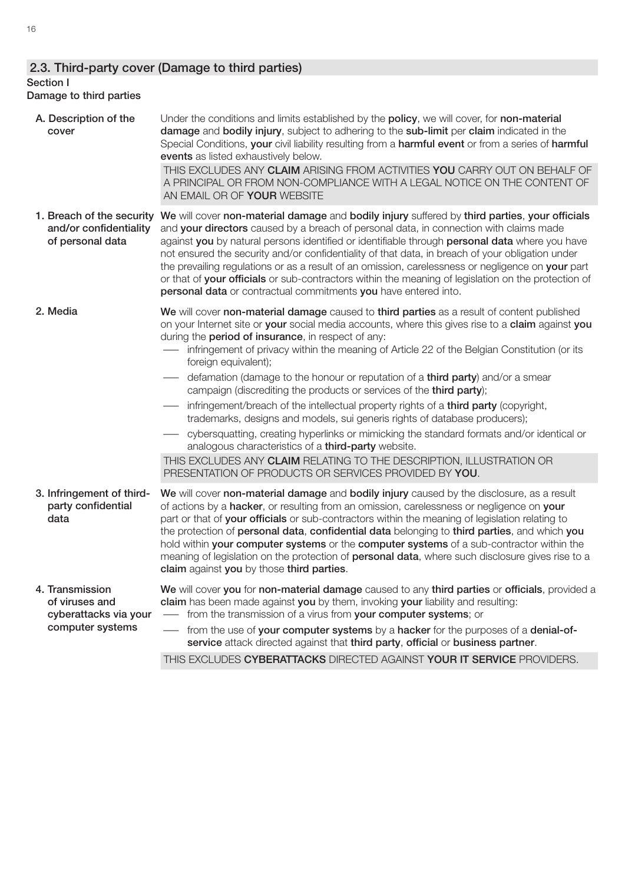## 2.3. Third-party cover (Damage to third parties)

**Section I**
**Damage to third parties**

**A. Description of the cover**

Under the conditions and limits established by the **policy**, we will cover, for **non-material damage** and **bodily injury**, subject to adhering to the **sub-limit** per **claim** indicated in the Special Conditions, **your** civil liability resulting from a **harmful event** or from a series of **harmful events** as listed exhaustively below.

THIS EXCLUDES ANY **CLAIM** ARISING FROM ACTIVITIES **YOU** CARRY OUT ON BEHALF OF A PRINCIPAL OR FROM NON-COMPLIANCE WITH A LEGAL NOTICE ON THE CONTENT OF AN EMAIL OR OF **YOUR** WEBSITE

**1. Breach of the security and/or confidentiality of personal data**

**We** will cover **non-material damage** and **bodily injury** suffered by **third parties**, **your officials** and **your directors** caused by a breach of personal data, in connection with claims made against **you** by natural persons identified or identifiable through **personal data** where you have not ensured the security and/or confidentiality of that data, in breach of your obligation under the prevailing regulations or as a result of an omission, carelessness or negligence on **your** part or that of **your officials** or sub-contractors within the meaning of legislation on the protection of **personal data** or contractual commitments **you** have entered into.

**2. Media**

**We** will cover **non-material damage** caused to **third parties** as a result of content published on your Internet site or **your** social media accounts, where this gives rise to a **claim** against **you** during the **period of insurance**, in respect of any:

- infringement of privacy within the meaning of Article 22 of the Belgian Constitution (or its foreign equivalent);
- defamation (damage to the honour or reputation of a **third party**) and/or a smear campaign (discrediting the products or services of the **third party**);
- infringement/breach of the intellectual property rights of a **third party** (copyright, trademarks, designs and models, sui generis rights of database producers);
- cybersquatting, creating hyperlinks or mimicking the standard formats and/or identical or analogous characteristics of a **third-party** website.

THIS EXCLUDES ANY **CLAIM** RELATING TO THE DESCRIPTION, ILLUSTRATION OR PRESENTATION OF PRODUCTS OR SERVICES PROVIDED BY **YOU**.

**3. Infringement of third-party confidential data**

**We** will cover **non-material damage** and **bodily injury** caused by the disclosure, as a result of actions by a **hacker**, or resulting from an omission, carelessness or negligence on **your** part or that of **your officials** or sub-contractors within the meaning of legislation relating to the protection of **personal data**, **confidential data** belonging to **third parties**, and which **you** hold within **your computer systems** or the **computer systems** of a sub-contractor within the meaning of legislation on the protection of **personal data**, where such disclosure gives rise to a **claim** against **you** by those **third parties**.

**4. Transmission of viruses and cyberattacks via your computer systems**

**We** will cover **you** for **non-material damage** caused to any **third parties** or **officials**, provided a **claim** has been made against **you** by them, invoking **your** liability and resulting:

- from the transmission of a virus from **your computer systems**; or
- from the use of **your computer systems** by a **hacker** for the purposes of a **denial-of-service** attack directed against that **third party**, **official** or **business partner**.

THIS EXCLUDES **CYBERATTACKS** DIRECTED AGAINST **YOUR IT SERVICE** PROVIDERS.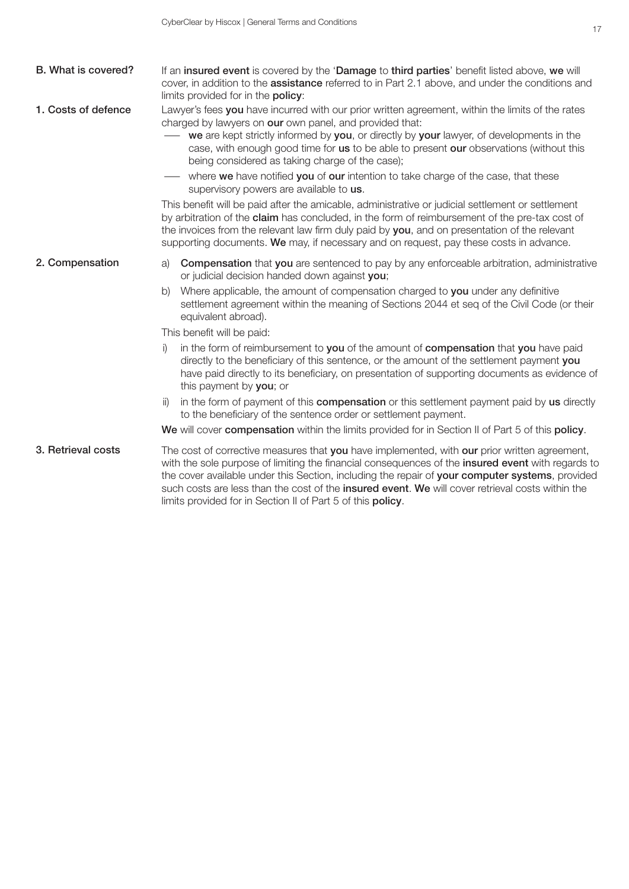### B. What is covered?

If an **insured event** is covered by the '**Damage** to **third parties**' benefit listed above, **we** will cover, in addition to the **assistance** referred to in Part 2.1 above, and under the conditions and limits provided for in the **policy**:

#### 1. Costs of defence

Lawyer's fees **you** have incurred with our prior written agreement, within the limits of the rates charged by lawyers on **our** own panel, and provided that:

- **we** are kept strictly informed by **you**, or directly by **your** lawyer, of developments in the case, with enough good time for **us** to be able to present **our** observations (without this being considered as taking charge of the case);
- where **we** have notified **you** of **our** intention to take charge of the case, that these supervisory powers are available to **us**.

This benefit will be paid after the amicable, administrative or judicial settlement or settlement by arbitration of the **claim** has concluded, in the form of reimbursement of the pre-tax cost of the invoices from the relevant law firm duly paid by **you**, and on presentation of the relevant supporting documents. **We** may, if necessary and on request, pay these costs in advance.

#### 2. Compensation

a) **Compensation** that **you** are sentenced to pay by any enforceable arbitration, administrative or judicial decision handed down against **you**;

b) Where applicable, the amount of compensation charged to **you** under any definitive settlement agreement within the meaning of Sections 2044 et seq of the Civil Code (or their equivalent abroad).

This benefit will be paid:

i) in the form of reimbursement to **you** of the amount of **compensation** that **you** have paid directly to the beneficiary of this sentence, or the amount of the settlement payment **you** have paid directly to its beneficiary, on presentation of supporting documents as evidence of this payment by **you**; or

ii) in the form of payment of this **compensation** or this settlement payment paid by **us** directly to the beneficiary of the sentence order or settlement payment.

**We** will cover **compensation** within the limits provided for in Section II of Part 5 of this **policy**.

#### 3. Retrieval costs

The cost of corrective measures that **you** have implemented, with **our** prior written agreement, with the sole purpose of limiting the financial consequences of the **insured event** with regards to the cover available under this Section, including the repair of **your computer systems**, provided such costs are less than the cost of the **insured event**. **We** will cover retrieval costs within the limits provided for in Section II of Part 5 of this **policy**.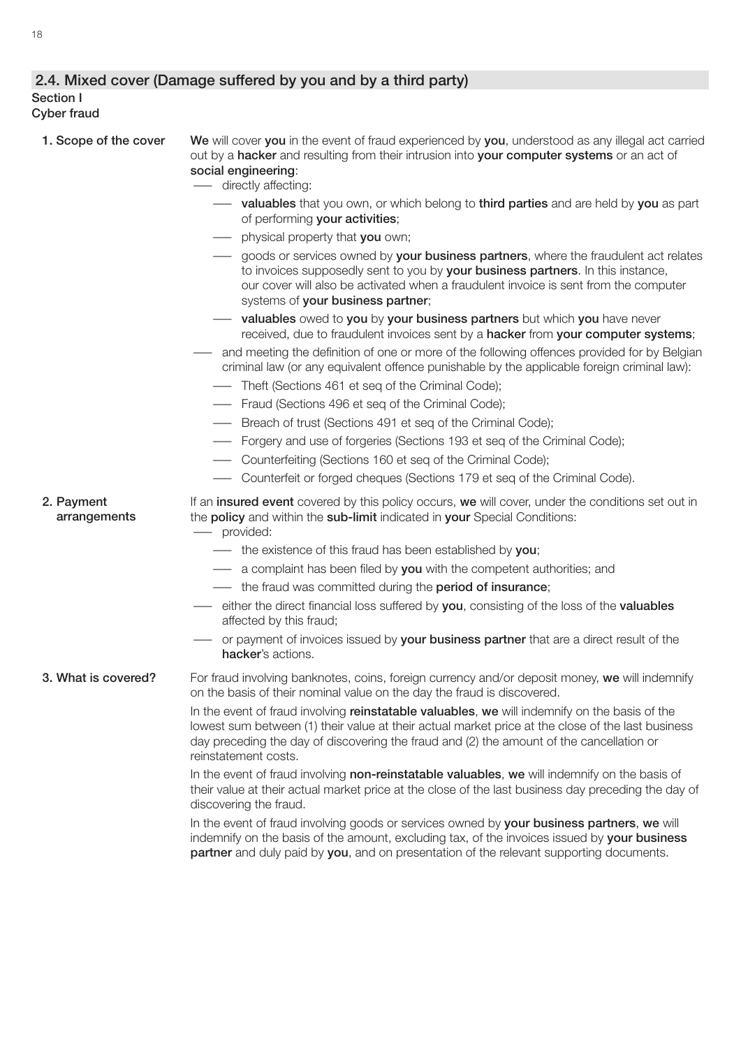## 2.4. Mixed cover (Damage suffered by you and by a third party)

### Section I
### Cyber fraud

**1. Scope of the cover**

**We** will cover **you** in the event of fraud experienced by **you**, understood as any illegal act carried out by a **hacker** and resulting from their intrusion into **your computer systems** or an act of **social engineering**:

- directly affecting:
  - **valuables** that you own, or which belong to **third parties** and are held by **you** as part of performing **your activities**;
  - physical property that **you** own;
  - goods or services owned by **your business partners**, where the fraudulent act relates to invoices supposedly sent to you by **your business partners**. In this instance, our cover will also be activated when a fraudulent invoice is sent from the computer systems of **your business partner**;
  - **valuables** owed to **you** by **your business partners** but which **you** have never received, due to fraudulent invoices sent by a **hacker** from **your computer systems**;
- and meeting the definition of one or more of the following offences provided for by Belgian criminal law (or any equivalent offence punishable by the applicable foreign criminal law):
  - Theft (Sections 461 et seq of the Criminal Code);
  - Fraud (Sections 496 et seq of the Criminal Code);
  - Breach of trust (Sections 491 et seq of the Criminal Code);
  - Forgery and use of forgeries (Sections 193 et seq of the Criminal Code);
  - Counterfeiting (Sections 160 et seq of the Criminal Code);
  - Counterfeit or forged cheques (Sections 179 et seq of the Criminal Code).

**2. Payment arrangements**

If an **insured event** covered by this policy occurs, **we** will cover, under the conditions set out in the **policy** and within the **sub-limit** indicated in **your** Special Conditions:

- provided:
  - the existence of this fraud has been established by **you**;
  - a complaint has been filed by **you** with the competent authorities; and
  - the fraud was committed during the **period of insurance**;
- either the direct financial loss suffered by **you**, consisting of the loss of the **valuables** affected by this fraud;
- or payment of invoices issued by **your business partner** that are a direct result of the **hacker**'s actions.

**3. What is covered?**

For fraud involving banknotes, coins, foreign currency and/or deposit money, **we** will indemnify on the basis of their nominal value on the day the fraud is discovered.

In the event of fraud involving **reinstatable valuables**, **we** will indemnify on the basis of the lowest sum between (1) their value at their actual market price at the close of the last business day preceding the day of discovering the fraud and (2) the amount of the cancellation or reinstatement costs.

In the event of fraud involving **non-reinstatable valuables**, **we** will indemnify on the basis of their value at their actual market price at the close of the last business day preceding the day of discovering the fraud.

In the event of fraud involving goods or services owned by **your business partners**, **we** will indemnify on the basis of the amount, excluding tax, of the invoices issued by **your business partner** and duly paid by **you**, and on presentation of the relevant supporting documents.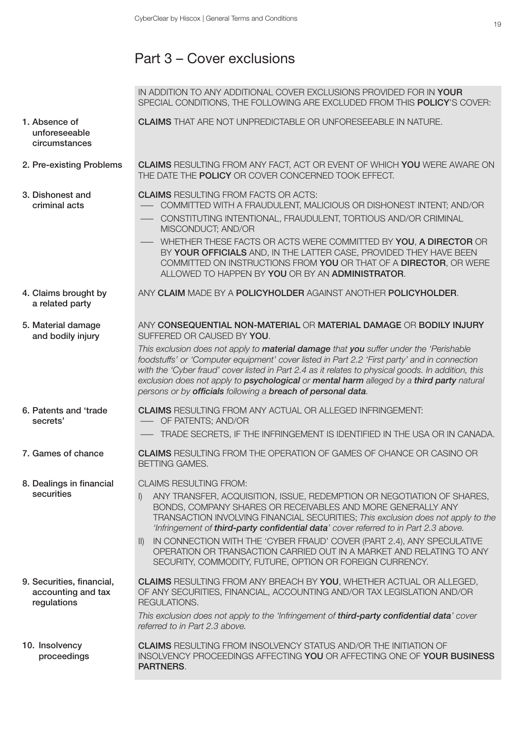# Part 3 – Cover exclusions

IN ADDITION TO ANY ADDITIONAL COVER EXCLUSIONS PROVIDED FOR IN **YOUR** SPECIAL CONDITIONS, THE FOLLOWING ARE EXCLUDED FROM THIS **POLICY**'S COVER:

**1. Absence of unforeseeable circumstances**

**CLAIMS** THAT ARE NOT UNPREDICTABLE OR UNFORESEEABLE IN NATURE.

**2. Pre-existing Problems**

**CLAIMS** RESULTING FROM ANY FACT, ACT OR EVENT OF WHICH **YOU** WERE AWARE ON THE DATE THE **POLICY** OR COVER CONCERNED TOOK EFFECT.

**3. Dishonest and criminal acts**

**CLAIMS** RESULTING FROM FACTS OR ACTS:

- COMMITTED WITH A FRAUDULENT, MALICIOUS OR DISHONEST INTENT; AND/OR
- CONSTITUTING INTENTIONAL, FRAUDULENT, TORTIOUS AND/OR CRIMINAL MISCONDUCT; AND/OR
- WHETHER THESE FACTS OR ACTS WERE COMMITTED BY **YOU**, **A DIRECTOR** OR BY **YOUR OFFICIALS** AND, IN THE LATTER CASE, PROVIDED THEY HAVE BEEN COMMITTED ON INSTRUCTIONS FROM **YOU** OR THAT OF A **DIRECTOR**, OR WERE ALLOWED TO HAPPEN BY **YOU** OR BY AN **ADMINISTRATOR**.

**4. Claims brought by a related party**

ANY **CLAIM** MADE BY A **POLICYHOLDER** AGAINST ANOTHER **POLICYHOLDER**.

**5. Material damage and bodily injury**

ANY **CONSEQUENTIAL NON-MATERIAL** OR **MATERIAL DAMAGE** OR **BODILY INJURY** SUFFERED OR CAUSED BY **YOU**.

*This exclusion does not apply to **material damage** that **you** suffer under the 'Perishable foodstuffs' or 'Computer equipment' cover listed in Part 2.2 'First party' and in connection with the 'Cyber fraud' cover listed in Part 2.4 as it relates to physical goods. In addition, this exclusion does not apply to **psychological** or **mental harm** alleged by a **third party** natural persons or by **officials** following a **breach of personal data**.*

**6. Patents and 'trade secrets'**

**CLAIMS** RESULTING FROM ANY ACTUAL OR ALLEGED INFRINGEMENT:

- OF PATENTS; AND/OR
- TRADE SECRETS, IF THE INFRINGEMENT IS IDENTIFIED IN THE USA OR IN CANADA.

**7. Games of chance**

**CLAIMS** RESULTING FROM THE OPERATION OF GAMES OF CHANCE OR CASINO OR BETTING GAMES.

**8. Dealings in financial securities**

CLAIMS RESULTING FROM:

I) ANY TRANSFER, ACQUISITION, ISSUE, REDEMPTION OR NEGOTIATION OF SHARES, BONDS, COMPANY SHARES OR RECEIVABLES AND MORE GENERALLY ANY TRANSACTION INVOLVING FINANCIAL SECURITIES; *This exclusion does not apply to the 'Infringement of **third-party confidential data**' cover referred to in Part 2.3 above.*

II) IN CONNECTION WITH THE 'CYBER FRAUD' COVER (PART 2.4), ANY SPECULATIVE OPERATION OR TRANSACTION CARRIED OUT IN A MARKET AND RELATING TO ANY SECURITY, COMMODITY, FUTURE, OPTION OR FOREIGN CURRENCY.

**9. Securities, financial, accounting and tax regulations**

**CLAIMS** RESULTING FROM ANY BREACH BY **YOU**, WHETHER ACTUAL OR ALLEGED, OF ANY SECURITIES, FINANCIAL, ACCOUNTING AND/OR TAX LEGISLATION AND/OR REGULATIONS.

*This exclusion does not apply to the 'Infringement of **third-party confidential data**' cover referred to in Part 2.3 above.*

**10. Insolvency proceedings**

**CLAIMS** RESULTING FROM INSOLVENCY STATUS AND/OR THE INITIATION OF INSOLVENCY PROCEEDINGS AFFECTING **YOU** OR AFFECTING ONE OF **YOUR BUSINESS PARTNERS**.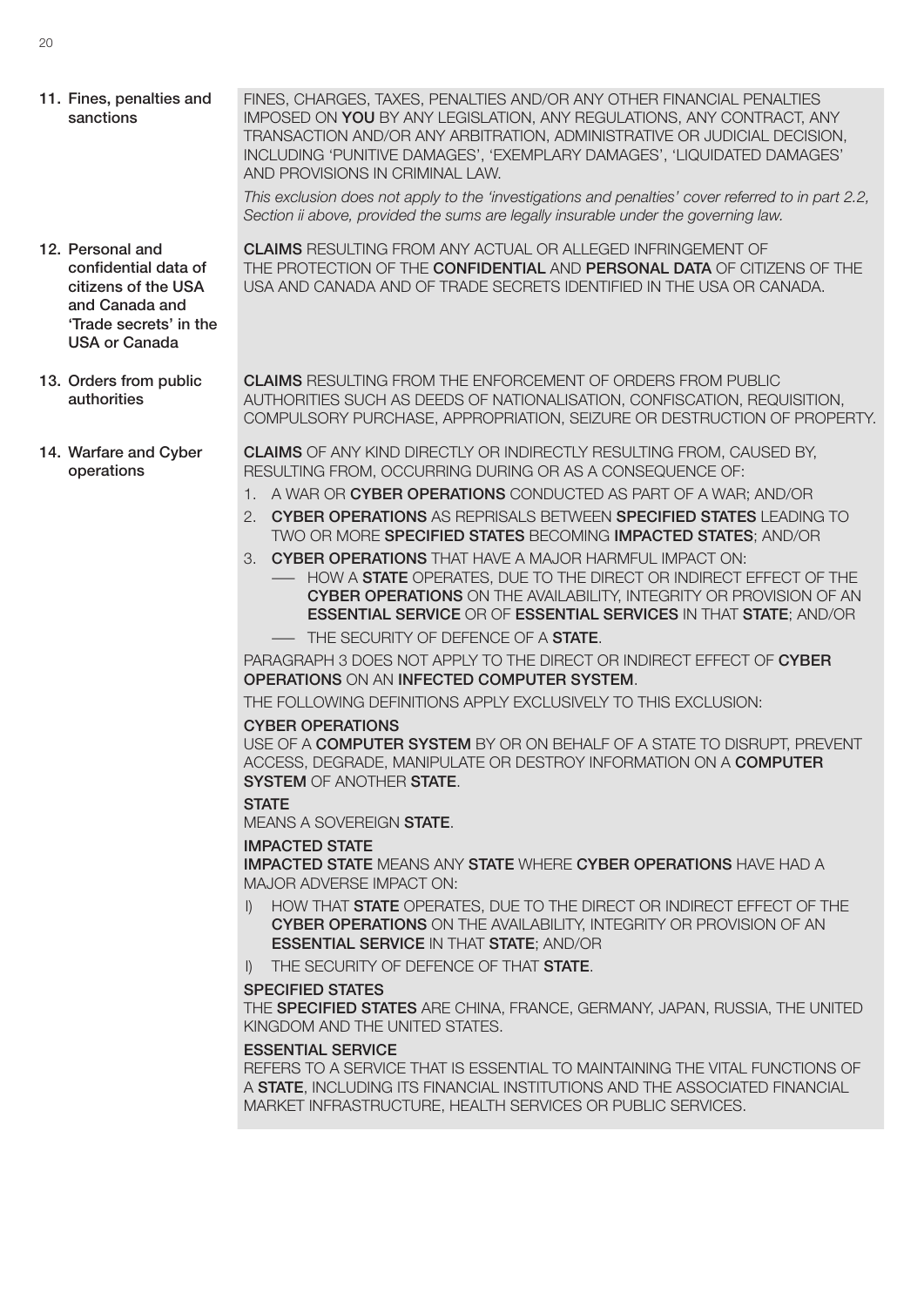**11. Fines, penalties and sanctions**

FINES, CHARGES, TAXES, PENALTIES AND/OR ANY OTHER FINANCIAL PENALTIES IMPOSED ON **YOU** BY ANY LEGISLATION, ANY REGULATIONS, ANY CONTRACT, ANY TRANSACTION AND/OR ANY ARBITRATION, ADMINISTRATIVE OR JUDICIAL DECISION, INCLUDING 'PUNITIVE DAMAGES', 'EXEMPLARY DAMAGES', 'LIQUIDATED DAMAGES' AND PROVISIONS IN CRIMINAL LAW.

*This exclusion does not apply to the 'investigations and penalties' cover referred to in part 2.2, Section ii above, provided the sums are legally insurable under the governing law.*

**12. Personal and confidential data of citizens of the USA and Canada and 'Trade secrets' in the USA or Canada**

**CLAIMS** RESULTING FROM ANY ACTUAL OR ALLEGED INFRINGEMENT OF THE PROTECTION OF THE **CONFIDENTIAL** AND **PERSONAL DATA** OF CITIZENS OF THE USA AND CANADA AND OF TRADE SECRETS IDENTIFIED IN THE USA OR CANADA.

**13. Orders from public authorities**

**CLAIMS** RESULTING FROM THE ENFORCEMENT OF ORDERS FROM PUBLIC AUTHORITIES SUCH AS DEEDS OF NATIONALISATION, CONFISCATION, REQUISITION, COMPULSORY PURCHASE, APPROPRIATION, SEIZURE OR DESTRUCTION OF PROPERTY.

**14. Warfare and Cyber operations**

**CLAIMS** OF ANY KIND DIRECTLY OR INDIRECTLY RESULTING FROM, CAUSED BY, RESULTING FROM, OCCURRING DURING OR AS A CONSEQUENCE OF:

1. A WAR OR **CYBER OPERATIONS** CONDUCTED AS PART OF A WAR; AND/OR
2. **CYBER OPERATIONS** AS REPRISALS BETWEEN **SPECIFIED STATES** LEADING TO TWO OR MORE **SPECIFIED STATES** BECOMING **IMPACTED STATES**; AND/OR
3. **CYBER OPERATIONS** THAT HAVE A MAJOR HARMFUL IMPACT ON:
   - HOW A **STATE** OPERATES, DUE TO THE DIRECT OR INDIRECT EFFECT OF THE **CYBER OPERATIONS** ON THE AVAILABILITY, INTEGRITY OR PROVISION OF AN **ESSENTIAL SERVICE** OR OF **ESSENTIAL SERVICES** IN THAT **STATE**; AND/OR
   - THE SECURITY OF DEFENCE OF A **STATE**.

PARAGRAPH 3 DOES NOT APPLY TO THE DIRECT OR INDIRECT EFFECT OF **CYBER OPERATIONS** ON AN **INFECTED COMPUTER SYSTEM**.

THE FOLLOWING DEFINITIONS APPLY EXCLUSIVELY TO THIS EXCLUSION:

**CYBER OPERATIONS**
USE OF A **COMPUTER SYSTEM** BY OR ON BEHALF OF A STATE TO DISRUPT, PREVENT ACCESS, DEGRADE, MANIPULATE OR DESTROY INFORMATION ON A **COMPUTER SYSTEM** OF ANOTHER **STATE**.

**STATE**
MEANS A SOVEREIGN **STATE**.

**IMPACTED STATE**
**IMPACTED STATE** MEANS ANY **STATE** WHERE **CYBER OPERATIONS** HAVE HAD A MAJOR ADVERSE IMPACT ON:

I) HOW THAT **STATE** OPERATES, DUE TO THE DIRECT OR INDIRECT EFFECT OF THE **CYBER OPERATIONS** ON THE AVAILABILITY, INTEGRITY OR PROVISION OF AN **ESSENTIAL SERVICE** IN THAT **STATE**; AND/OR

I) THE SECURITY OF DEFENCE OF THAT **STATE**.

**SPECIFIED STATES**
THE **SPECIFIED STATES** ARE CHINA, FRANCE, GERMANY, JAPAN, RUSSIA, THE UNITED KINGDOM AND THE UNITED STATES.

**ESSENTIAL SERVICE**
REFERS TO A SERVICE THAT IS ESSENTIAL TO MAINTAINING THE VITAL FUNCTIONS OF A **STATE**, INCLUDING ITS FINANCIAL INSTITUTIONS AND THE ASSOCIATED FINANCIAL MARKET INFRASTRUCTURE, HEALTH SERVICES OR PUBLIC SERVICES.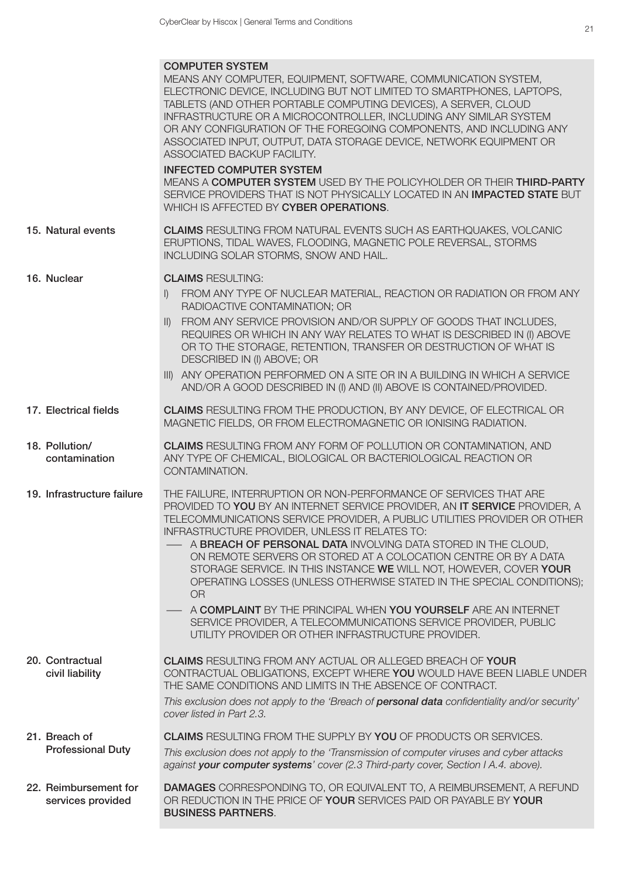**COMPUTER SYSTEM**
MEANS ANY COMPUTER, EQUIPMENT, SOFTWARE, COMMUNICATION SYSTEM, ELECTRONIC DEVICE, INCLUDING BUT NOT LIMITED TO SMARTPHONES, LAPTOPS, TABLETS (AND OTHER PORTABLE COMPUTING DEVICES), A SERVER, CLOUD INFRASTRUCTURE OR A MICROCONTROLLER, INCLUDING ANY SIMILAR SYSTEM OR ANY CONFIGURATION OF THE FOREGOING COMPONENTS, AND INCLUDING ANY ASSOCIATED INPUT, OUTPUT, DATA STORAGE DEVICE, NETWORK EQUIPMENT OR ASSOCIATED BACKUP FACILITY.

**INFECTED COMPUTER SYSTEM**
MEANS A **COMPUTER SYSTEM** USED BY THE POLICYHOLDER OR THEIR **THIRD-PARTY** SERVICE PROVIDERS THAT IS NOT PHYSICALLY LOCATED IN AN **IMPACTED STATE** BUT WHICH IS AFFECTED BY **CYBER OPERATIONS**.

**15. Natural events**

**CLAIMS** RESULTING FROM NATURAL EVENTS SUCH AS EARTHQUAKES, VOLCANIC ERUPTIONS, TIDAL WAVES, FLOODING, MAGNETIC POLE REVERSAL, STORMS INCLUDING SOLAR STORMS, SNOW AND HAIL.

**16. Nuclear**

**CLAIMS** RESULTING:

I) FROM ANY TYPE OF NUCLEAR MATERIAL, REACTION OR RADIATION OR FROM ANY RADIOACTIVE CONTAMINATION; OR
II) FROM ANY SERVICE PROVISION AND/OR SUPPLY OF GOODS THAT INCLUDES, REQUIRES OR WHICH IN ANY WAY RELATES TO WHAT IS DESCRIBED IN (I) ABOVE OR TO THE STORAGE, RETENTION, TRANSFER OR DESTRUCTION OF WHAT IS DESCRIBED IN (I) ABOVE; OR
III) ANY OPERATION PERFORMED ON A SITE OR IN A BUILDING IN WHICH A SERVICE AND/OR A GOOD DESCRIBED IN (I) AND (II) ABOVE IS CONTAINED/PROVIDED.

**17. Electrical fields**

**CLAIMS** RESULTING FROM THE PRODUCTION, BY ANY DEVICE, OF ELECTRICAL OR MAGNETIC FIELDS, OR FROM ELECTROMAGNETIC OR IONISING RADIATION.

**18. Pollution/contamination**

**CLAIMS** RESULTING FROM ANY FORM OF POLLUTION OR CONTAMINATION, AND ANY TYPE OF CHEMICAL, BIOLOGICAL OR BACTERIOLOGICAL REACTION OR CONTAMINATION.

**19. Infrastructure failure**

THE FAILURE, INTERRUPTION OR NON-PERFORMANCE OF SERVICES THAT ARE PROVIDED TO **YOU** BY AN INTERNET SERVICE PROVIDER, AN **IT SERVICE** PROVIDER, A TELECOMMUNICATIONS SERVICE PROVIDER, A PUBLIC UTILITIES PROVIDER OR OTHER INFRASTRUCTURE PROVIDER, UNLESS IT RELATES TO:

- A **BREACH OF PERSONAL DATA** INVOLVING DATA STORED IN THE CLOUD, ON REMOTE SERVERS OR STORED AT A COLOCATION CENTRE OR BY A DATA STORAGE SERVICE. IN THIS INSTANCE **WE** WILL NOT, HOWEVER, COVER **YOUR** OPERATING LOSSES (UNLESS OTHERWISE STATED IN THE SPECIAL CONDITIONS); OR
- A **COMPLAINT** BY THE PRINCIPAL WHEN **YOU YOURSELF** ARE AN INTERNET SERVICE PROVIDER, A TELECOMMUNICATIONS SERVICE PROVIDER, PUBLIC UTILITY PROVIDER OR OTHER INFRASTRUCTURE PROVIDER.

**20. Contractual civil liability**

**CLAIMS** RESULTING FROM ANY ACTUAL OR ALLEGED BREACH OF **YOUR** CONTRACTUAL OBLIGATIONS, EXCEPT WHERE **YOU** WOULD HAVE BEEN LIABLE UNDER THE SAME CONDITIONS AND LIMITS IN THE ABSENCE OF CONTRACT.

*This exclusion does not apply to the 'Breach of **personal data** confidentiality and/or security' cover listed in Part 2.3.*

**21. Breach of Professional Duty**

**CLAIMS** RESULTING FROM THE SUPPLY BY **YOU** OF PRODUCTS OR SERVICES.

*This exclusion does not apply to the 'Transmission of computer viruses and cyber attacks against **your computer systems**' cover (2.3 Third-party cover, Section I A.4. above).*

**22. Reimbursement for services provided**

**DAMAGES** CORRESPONDING TO, OR EQUIVALENT TO, A REIMBURSEMENT, A REFUND OR REDUCTION IN THE PRICE OF **YOUR** SERVICES PAID OR PAYABLE BY **YOUR BUSINESS PARTNERS**.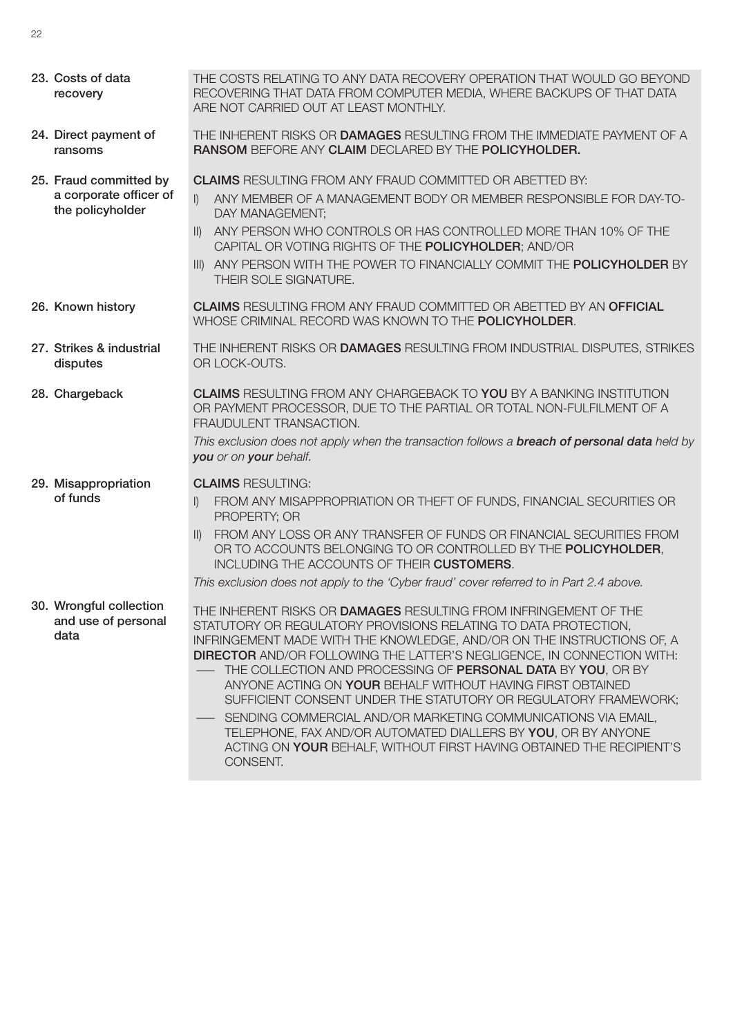| | |
|---|---|
| 23. Costs of data recovery | THE COSTS RELATING TO ANY DATA RECOVERY OPERATION THAT WOULD GO BEYOND RECOVERING THAT DATA FROM COMPUTER MEDIA, WHERE BACKUPS OF THAT DATA ARE NOT CARRIED OUT AT LEAST MONTHLY. |
| 24. Direct payment of ransoms | THE INHERENT RISKS OR **DAMAGES** RESULTING FROM THE IMMEDIATE PAYMENT OF A **RANSOM** BEFORE ANY **CLAIM** DECLARED BY THE **POLICYHOLDER.** |
| 25. Fraud committed by a corporate officer of the policyholder | **CLAIMS** RESULTING FROM ANY FRAUD COMMITTED OR ABETTED BY:<br>I) ANY MEMBER OF A MANAGEMENT BODY OR MEMBER RESPONSIBLE FOR DAY-TO-DAY MANAGEMENT;<br>II) ANY PERSON WHO CONTROLS OR HAS CONTROLLED MORE THAN 10% OF THE CAPITAL OR VOTING RIGHTS OF THE **POLICYHOLDER**; AND/OR<br>III) ANY PERSON WITH THE POWER TO FINANCIALLY COMMIT THE **POLICYHOLDER** BY THEIR SOLE SIGNATURE. |
| 26. Known history | **CLAIMS** RESULTING FROM ANY FRAUD COMMITTED OR ABETTED BY AN **OFFICIAL** WHOSE CRIMINAL RECORD WAS KNOWN TO THE **POLICYHOLDER**. |
| 27. Strikes & industrial disputes | THE INHERENT RISKS OR **DAMAGES** RESULTING FROM INDUSTRIAL DISPUTES, STRIKES OR LOCK-OUTS. |
| 28. Chargeback | **CLAIMS** RESULTING FROM ANY CHARGEBACK TO **YOU** BY A BANKING INSTITUTION OR PAYMENT PROCESSOR, DUE TO THE PARTIAL OR TOTAL NON-FULFILMENT OF A FRAUDULENT TRANSACTION.<br>*This exclusion does not apply when the transaction follows a **breach of personal data** held by **you** or on **your** behalf.* |
| 29. Misappropriation of funds | **CLAIMS** RESULTING:<br>I) FROM ANY MISAPPROPRIATION OR THEFT OF FUNDS, FINANCIAL SECURITIES OR PROPERTY; OR<br>II) FROM ANY LOSS OR ANY TRANSFER OF FUNDS OR FINANCIAL SECURITIES FROM OR TO ACCOUNTS BELONGING TO OR CONTROLLED BY THE **POLICYHOLDER**, INCLUDING THE ACCOUNTS OF THEIR **CUSTOMERS**.<br>*This exclusion does not apply to the 'Cyber fraud' cover referred to in Part 2.4 above.* |
| 30. Wrongful collection and use of personal data | THE INHERENT RISKS OR **DAMAGES** RESULTING FROM INFRINGEMENT OF THE STATUTORY OR REGULATORY PROVISIONS RELATING TO DATA PROTECTION, INFRINGEMENT MADE WITH THE KNOWLEDGE, AND/OR ON THE INSTRUCTIONS OF, A **DIRECTOR** AND/OR FOLLOWING THE LATTER'S NEGLIGENCE, IN CONNECTION WITH:<br>— THE COLLECTION AND PROCESSING OF **PERSONAL DATA** BY **YOU**, OR BY ANYONE ACTING ON **YOUR** BEHALF WITHOUT HAVING FIRST OBTAINED SUFFICIENT CONSENT UNDER THE STATUTORY OR REGULATORY FRAMEWORK;<br>— SENDING COMMERCIAL AND/OR MARKETING COMMUNICATIONS VIA EMAIL, TELEPHONE, FAX AND/OR AUTOMATED DIALLERS BY **YOU**, OR BY ANYONE ACTING ON **YOUR** BEHALF, WITHOUT FIRST HAVING OBTAINED THE RECIPIENT'S CONSENT. |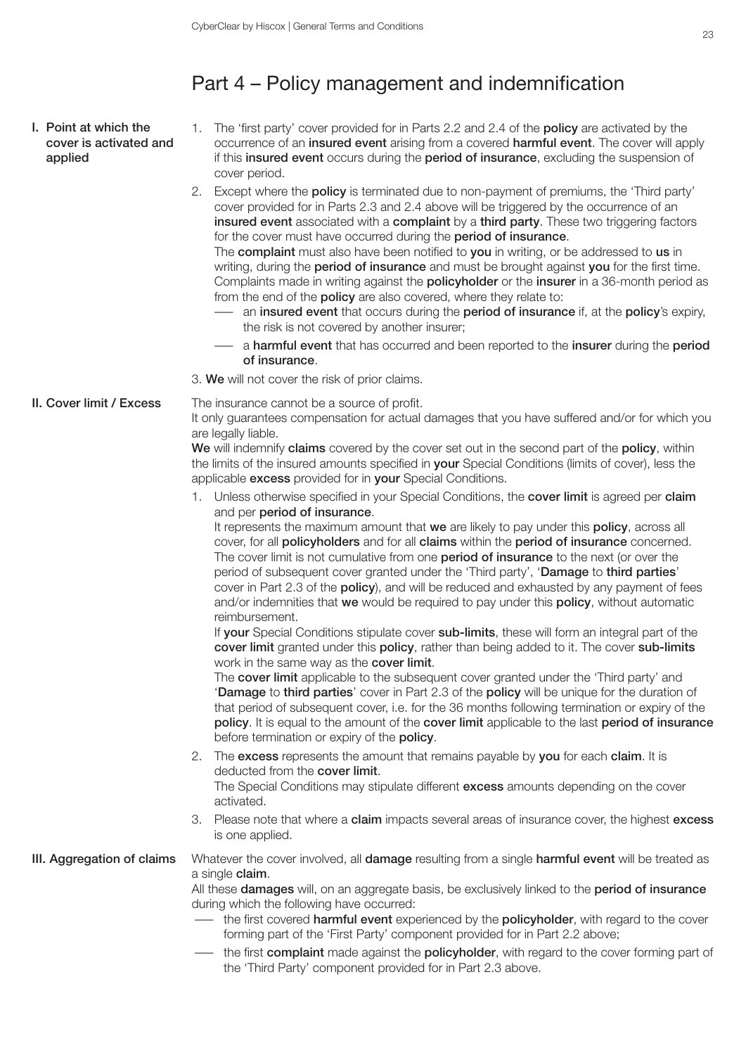# Part 4 – Policy management and indemnification

## I. Point at which the cover is activated and applied

1. The 'first party' cover provided for in Parts 2.2 and 2.4 of the **policy** are activated by the occurrence of an **insured event** arising from a covered **harmful event**. The cover will apply if this **insured event** occurs during the **period of insurance**, excluding the suspension of cover period.
2. Except where the **policy** is terminated due to non-payment of premiums, the 'Third party' cover provided for in Parts 2.3 and 2.4 above will be triggered by the occurrence of an **insured event** associated with a **complaint** by a **third party**. These two triggering factors for the cover must have occurred during the **period of insurance**.
   The **complaint** must also have been notified to **you** in writing, or be addressed to **us** in writing, during the **period of insurance** and must be brought against **you** for the first time. Complaints made in writing against the **policyholder** or the **insurer** in a 36-month period as from the end of the **policy** are also covered, where they relate to:
   - an **insured event** that occurs during the **period of insurance** if, at the **policy**'s expiry, the risk is not covered by another insurer;
   - a **harmful event** that has occurred and been reported to the **insurer** during the **period of insurance**.
3. **We** will not cover the risk of prior claims.

## II. Cover limit / Excess

The insurance cannot be a source of profit.

It only guarantees compensation for actual damages that you have suffered and/or for which you are legally liable.

**We** will indemnify **claims** covered by the cover set out in the second part of the **policy**, within the limits of the insured amounts specified in **your** Special Conditions (limits of cover), less the applicable **excess** provided for in **your** Special Conditions.

1. Unless otherwise specified in your Special Conditions, the **cover limit** is agreed per **claim** and per **period of insurance**.
   It represents the maximum amount that **we** are likely to pay under this **policy**, across all cover, for all **policyholders** and for all **claims** within the **period of insurance** concerned. The cover limit is not cumulative from one **period of insurance** to the next (or over the period of subsequent cover granted under the 'Third party', '**Damage** to **third parties**' cover in Part 2.3 of the **policy**), and will be reduced and exhausted by any payment of fees and/or indemnities that **we** would be required to pay under this **policy**, without automatic reimbursement.
   If **your** Special Conditions stipulate cover **sub-limits**, these will form an integral part of the **cover limit** granted under this **policy**, rather than being added to it. The cover **sub-limits** work in the same way as the **cover limit**.
   The **cover limit** applicable to the subsequent cover granted under the 'Third party' and '**Damage** to **third parties**' cover in Part 2.3 of the **policy** will be unique for the duration of that period of subsequent cover, i.e. for the 36 months following termination or expiry of the **policy**. It is equal to the amount of the **cover limit** applicable to the last **period of insurance** before termination or expiry of the **policy**.
2. The **excess** represents the amount that remains payable by **you** for each **claim**. It is deducted from the **cover limit**.
   The Special Conditions may stipulate different **excess** amounts depending on the cover activated.
3. Please note that where a **claim** impacts several areas of insurance cover, the highest **excess** is one applied.

## III. Aggregation of claims

Whatever the cover involved, all **damage** resulting from a single **harmful event** will be treated as a single **claim**.

All these **damages** will, on an aggregate basis, be exclusively linked to the **period of insurance** during which the following have occurred:

- the first covered **harmful event** experienced by the **policyholder**, with regard to the cover forming part of the 'First Party' component provided for in Part 2.2 above;
- the first **complaint** made against the **policyholder**, with regard to the cover forming part of the 'Third Party' component provided for in Part 2.3 above.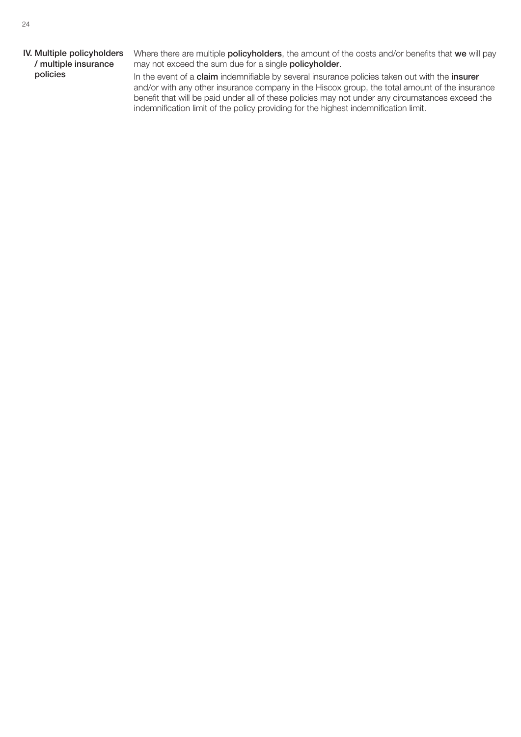### IV. Multiple policyholders / multiple insurance policies

Where there are multiple **policyholders**, the amount of the costs and/or benefits that **we** will pay may not exceed the sum due for a single **policyholder**.

In the event of a **claim** indemnifiable by several insurance policies taken out with the **insurer** and/or with any other insurance company in the Hiscox group, the total amount of the insurance benefit that will be paid under all of these policies may not under any circumstances exceed the indemnification limit of the policy providing for the highest indemnification limit.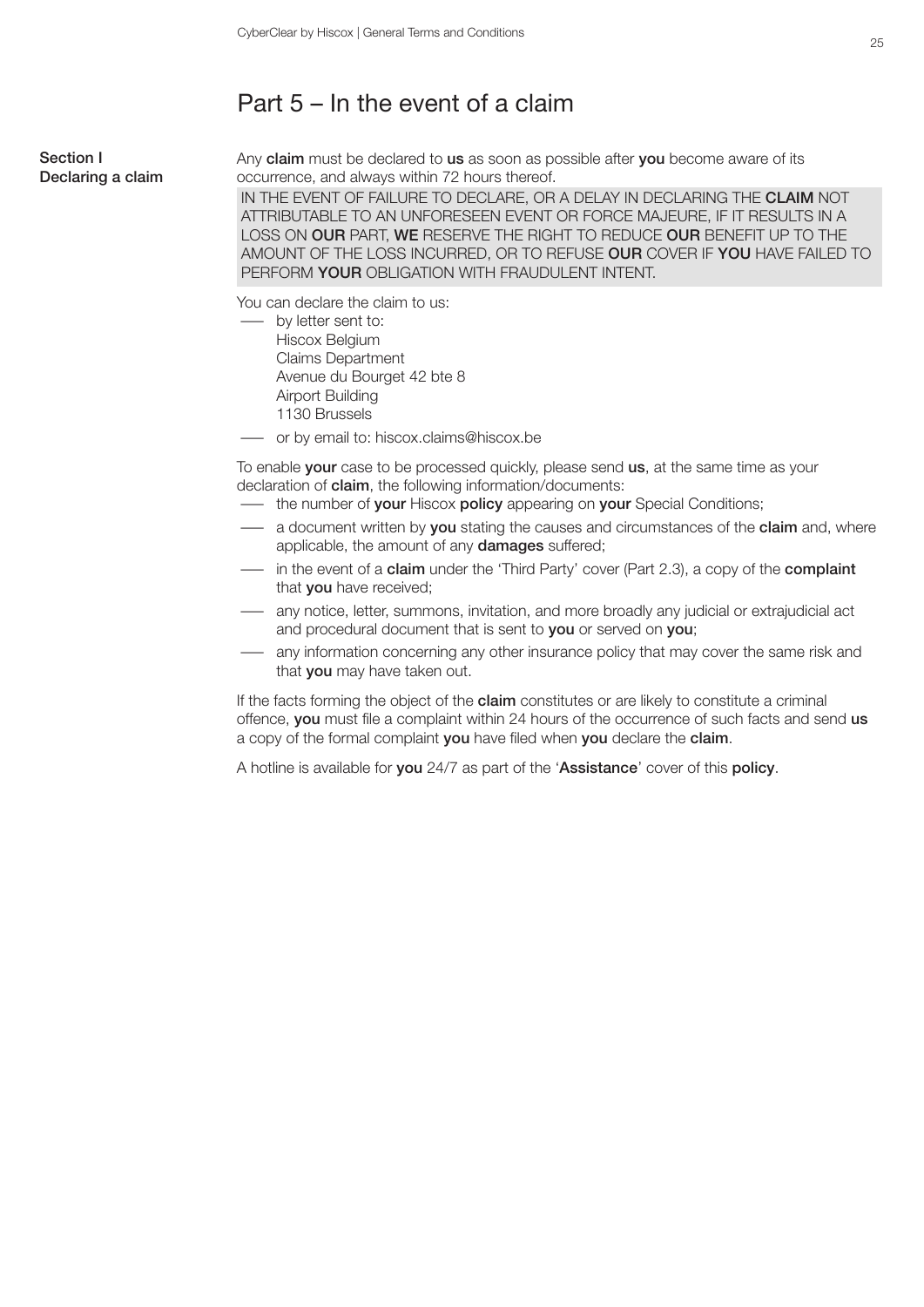# Part 5 – In the event of a claim

## Section I Declaring a claim

Any **claim** must be declared to **us** as soon as possible after **you** become aware of its occurrence, and always within 72 hours thereof.

IN THE EVENT OF FAILURE TO DECLARE, OR A DELAY IN DECLARING THE **CLAIM** NOT ATTRIBUTABLE TO AN UNFORESEEN EVENT OR FORCE MAJEURE, IF IT RESULTS IN A LOSS ON **OUR** PART, **WE** RESERVE THE RIGHT TO REDUCE **OUR** BENEFIT UP TO THE AMOUNT OF THE LOSS INCURRED, OR TO REFUSE **OUR** COVER IF **YOU** HAVE FAILED TO PERFORM **YOUR** OBLIGATION WITH FRAUDULENT INTENT.

You can declare the claim to us:

- by letter sent to:
  Hiscox Belgium
  Claims Department
  Avenue du Bourget 42 bte 8
  Airport Building
  1130 Brussels
- or by email to: hiscox.claims@hiscox.be

To enable **your** case to be processed quickly, please send **us**, at the same time as your declaration of **claim**, the following information/documents:

- the number of **your** Hiscox **policy** appearing on **your** Special Conditions;
- a document written by **you** stating the causes and circumstances of the **claim** and, where applicable, the amount of any **damages** suffered;
- in the event of a **claim** under the 'Third Party' cover (Part 2.3), a copy of the **complaint** that **you** have received;
- any notice, letter, summons, invitation, and more broadly any judicial or extrajudicial act and procedural document that is sent to **you** or served on **you**;
- any information concerning any other insurance policy that may cover the same risk and that **you** may have taken out.

If the facts forming the object of the **claim** constitutes or are likely to constitute a criminal offence, **you** must file a complaint within 24 hours of the occurrence of such facts and send **us** a copy of the formal complaint **you** have filed when **you** declare the **claim**.

A hotline is available for **you** 24/7 as part of the '**Assistance**' cover of this **policy**.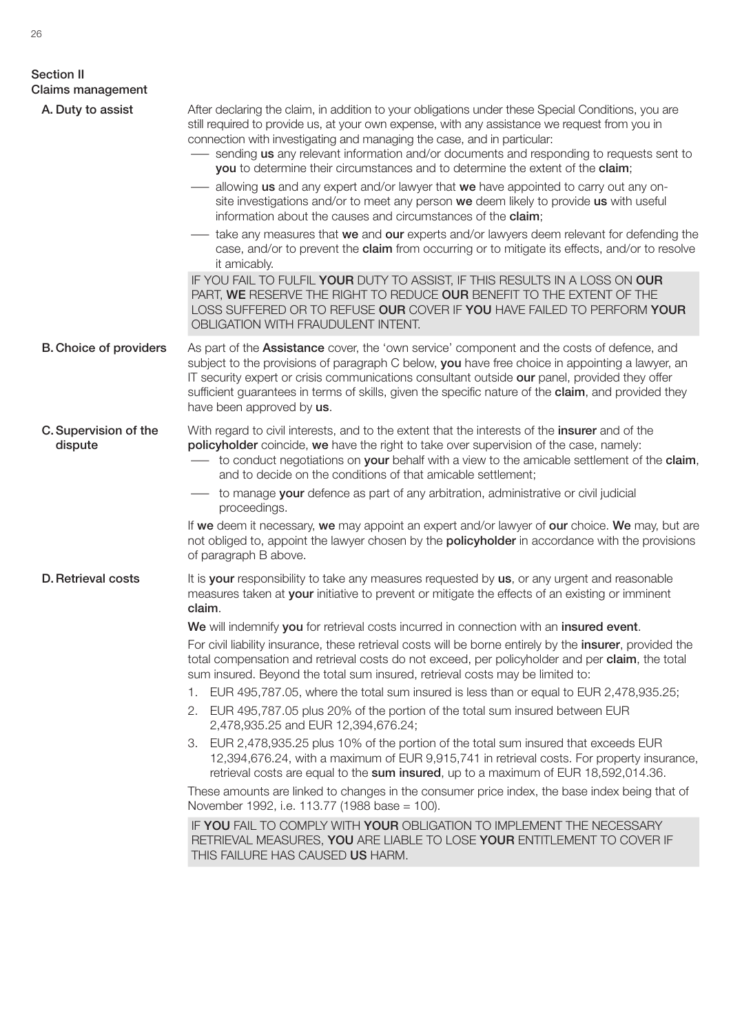## Section II
## Claims management

### A. Duty to assist

After declaring the claim, in addition to your obligations under these Special Conditions, you are still required to provide us, at your own expense, with any assistance we request from you in connection with investigating and managing the case, and in particular:

- sending **us** any relevant information and/or documents and responding to requests sent to **you** to determine their circumstances and to determine the extent of the **claim**;
- allowing **us** and any expert and/or lawyer that **we** have appointed to carry out any on-site investigations and/or to meet any person **we** deem likely to provide **us** with useful information about the causes and circumstances of the **claim**;
- take any measures that **we** and **our** experts and/or lawyers deem relevant for defending the case, and/or to prevent the **claim** from occurring or to mitigate its effects, and/or to resolve it amicably.

IF YOU FAIL TO FULFIL **YOUR** DUTY TO ASSIST, IF THIS RESULTS IN A LOSS ON **OUR** PART, **WE** RESERVE THE RIGHT TO REDUCE **OUR** BENEFIT TO THE EXTENT OF THE LOSS SUFFERED OR TO REFUSE **OUR** COVER IF **YOU** HAVE FAILED TO PERFORM **YOUR** OBLIGATION WITH FRAUDULENT INTENT.

### B. Choice of providers

As part of the **Assistance** cover, the 'own service' component and the costs of defence, and subject to the provisions of paragraph C below, **you** have free choice in appointing a lawyer, an IT security expert or crisis communications consultant outside **our** panel, provided they offer sufficient guarantees in terms of skills, given the specific nature of the **claim**, and provided they have been approved by **us**.

### C. Supervision of the dispute

With regard to civil interests, and to the extent that the interests of the **insurer** and of the **policyholder** coincide, **we** have the right to take over supervision of the case, namely:

- to conduct negotiations on **your** behalf with a view to the amicable settlement of the **claim**, and to decide on the conditions of that amicable settlement;
- to manage **your** defence as part of any arbitration, administrative or civil judicial proceedings.

If **we** deem it necessary, **we** may appoint an expert and/or lawyer of **our** choice. **We** may, but are not obliged to, appoint the lawyer chosen by the **policyholder** in accordance with the provisions of paragraph B above.

### D. Retrieval costs

It is **your** responsibility to take any measures requested by **us**, or any urgent and reasonable measures taken at **your** initiative to prevent or mitigate the effects of an existing or imminent **claim**.

**We** will indemnify **you** for retrieval costs incurred in connection with an **insured event**.

For civil liability insurance, these retrieval costs will be borne entirely by the **insurer**, provided the total compensation and retrieval costs do not exceed, per policyholder and per **claim**, the total sum insured. Beyond the total sum insured, retrieval costs may be limited to:

1. EUR 495,787.05, where the total sum insured is less than or equal to EUR 2,478,935.25;
2. EUR 495,787.05 plus 20% of the portion of the total sum insured between EUR 2,478,935.25 and EUR 12,394,676.24;
3. EUR 2,478,935.25 plus 10% of the portion of the total sum insured that exceeds EUR 12,394,676.24, with a maximum of EUR 9,915,741 in retrieval costs. For property insurance, retrieval costs are equal to the **sum insured**, up to a maximum of EUR 18,592,014.36.

These amounts are linked to changes in the consumer price index, the base index being that of November 1992, i.e. 113.77 (1988 base = 100).

IF **YOU** FAIL TO COMPLY WITH **YOUR** OBLIGATION TO IMPLEMENT THE NECESSARY RETRIEVAL MEASURES, **YOU** ARE LIABLE TO LOSE **YOUR** ENTITLEMENT TO COVER IF THIS FAILURE HAS CAUSED **US** HARM.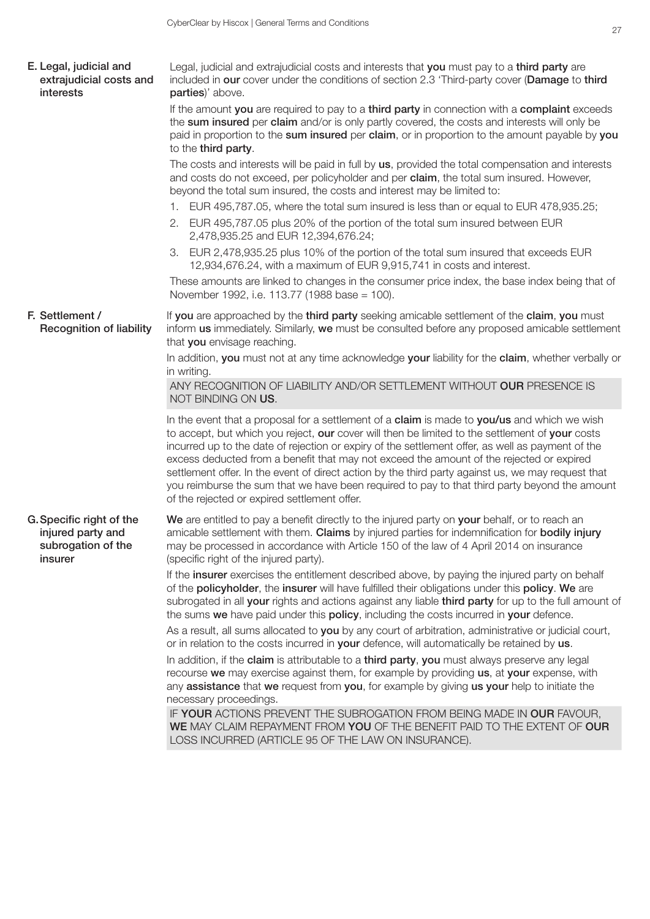### E. Legal, judicial and extrajudicial costs and interests

Legal, judicial and extrajudicial costs and interests that **you** must pay to a **third party** are included in **our** cover under the conditions of section 2.3 'Third-party cover (**Damage** to **third parties**)' above.

If the amount **you** are required to pay to a **third party** in connection with a **complaint** exceeds the **sum insured** per **claim** and/or is only partly covered, the costs and interests will only be paid in proportion to the **sum insured** per **claim**, or in proportion to the amount payable by **you** to the **third party**.

The costs and interests will be paid in full by **us**, provided the total compensation and interests and costs do not exceed, per policyholder and per **claim**, the total sum insured. However, beyond the total sum insured, the costs and interest may be limited to:

1. EUR 495,787.05, where the total sum insured is less than or equal to EUR 478,935.25;
2. EUR 495,787.05 plus 20% of the portion of the total sum insured between EUR 2,478,935.25 and EUR 12,394,676.24;
3. EUR 2,478,935.25 plus 10% of the portion of the total sum insured that exceeds EUR 12,934,676.24, with a maximum of EUR 9,915,741 in costs and interest.

These amounts are linked to changes in the consumer price index, the base index being that of November 1992, i.e. 113.77 (1988 base = 100).

### F. Settlement / Recognition of liability

If **you** are approached by the **third party** seeking amicable settlement of the **claim**, **you** must inform **us** immediately. Similarly, **we** must be consulted before any proposed amicable settlement that **you** envisage reaching.

In addition, **you** must not at any time acknowledge **your** liability for the **claim**, whether verbally or in writing.

ANY RECOGNITION OF LIABILITY AND/OR SETTLEMENT WITHOUT **OUR** PRESENCE IS NOT BINDING ON **US**.

In the event that a proposal for a settlement of a **claim** is made to **you/us** and which we wish to accept, but which you reject, **our** cover will then be limited to the settlement of **your** costs incurred up to the date of rejection or expiry of the settlement offer, as well as payment of the excess deducted from a benefit that may not exceed the amount of the rejected or expired settlement offer. In the event of direct action by the third party against us, we may request that you reimburse the sum that we have been required to pay to that third party beyond the amount of the rejected or expired settlement offer.

### G. Specific right of the injured party and subrogation of the insurer

**We** are entitled to pay a benefit directly to the injured party on **your** behalf, or to reach an amicable settlement with them. **Claims** by injured parties for indemnification for **bodily injury** may be processed in accordance with Article 150 of the law of 4 April 2014 on insurance (specific right of the injured party).

If the **insurer** exercises the entitlement described above, by paying the injured party on behalf of the **policyholder**, the **insurer** will have fulfilled their obligations under this **policy**. **We** are subrogated in all **your** rights and actions against any liable **third party** for up to the full amount of the sums **we** have paid under this **policy**, including the costs incurred in **your** defence.

As a result, all sums allocated to **you** by any court of arbitration, administrative or judicial court, or in relation to the costs incurred in **your** defence, will automatically be retained by **us**.

In addition, if the **claim** is attributable to a **third party**, **you** must always preserve any legal recourse **we** may exercise against them, for example by providing **us**, at **your** expense, with any **assistance** that **we** request from **you**, for example by giving **us your** help to initiate the necessary proceedings.

IF **YOUR** ACTIONS PREVENT THE SUBROGATION FROM BEING MADE IN **OUR** FAVOUR, **WE** MAY CLAIM REPAYMENT FROM **YOU** OF THE BENEFIT PAID TO THE EXTENT OF **OUR** LOSS INCURRED (ARTICLE 95 OF THE LAW ON INSURANCE).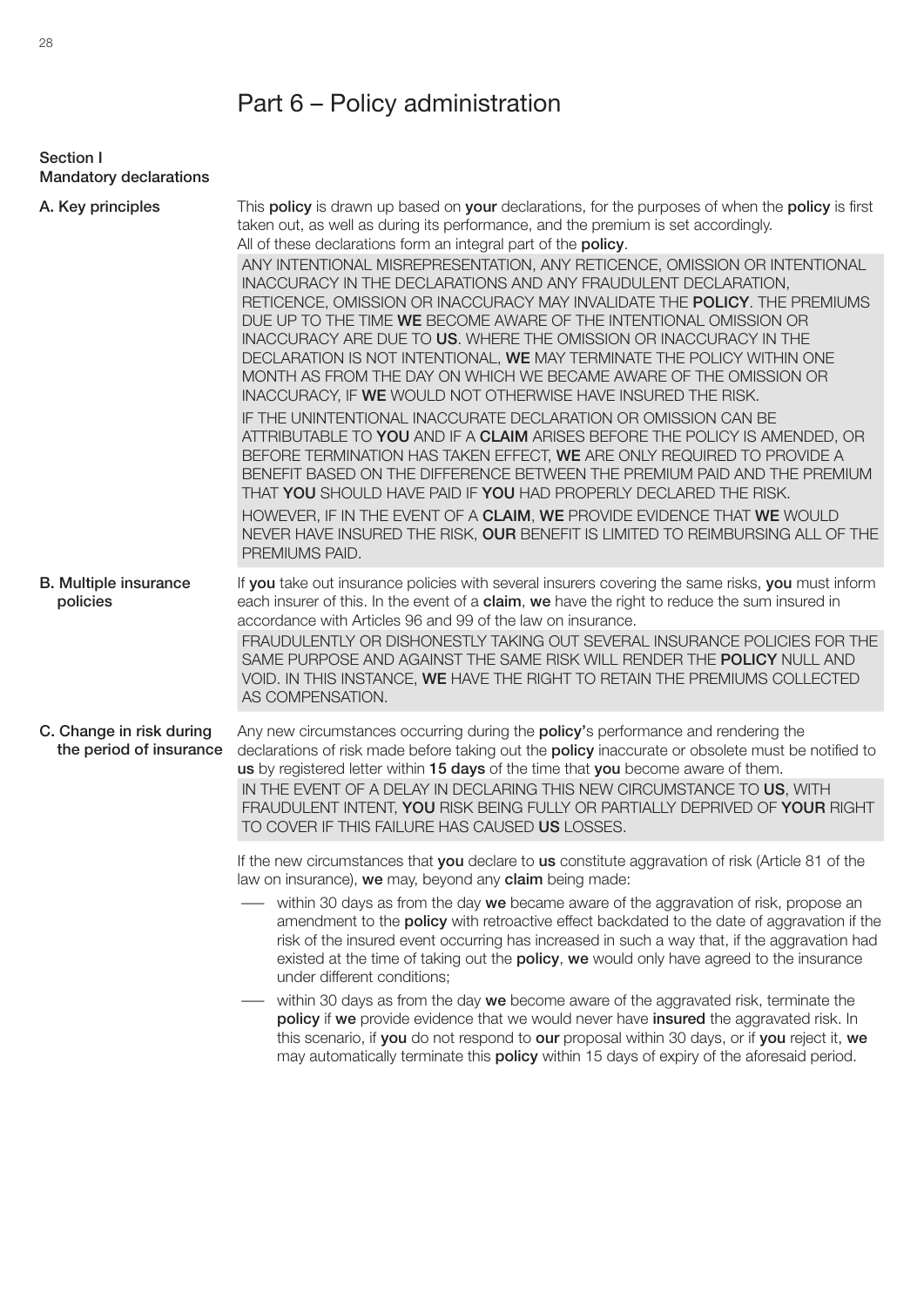# Part 6 – Policy administration

## Section I
## Mandatory declarations

### A. Key principles

This **policy** is drawn up based on **your** declarations, for the purposes of when the **policy** is first taken out, as well as during its performance, and the premium is set accordingly.
All of these declarations form an integral part of the **policy**.

ANY INTENTIONAL MISREPRESENTATION, ANY RETICENCE, OMISSION OR INTENTIONAL INACCURACY IN THE DECLARATIONS AND ANY FRAUDULENT DECLARATION, RETICENCE, OMISSION OR INACCURACY MAY INVALIDATE THE **POLICY**. THE PREMIUMS DUE UP TO THE TIME **WE** BECOME AWARE OF THE INTENTIONAL OMISSION OR INACCURACY ARE DUE TO **US**. WHERE THE OMISSION OR INACCURACY IN THE DECLARATION IS NOT INTENTIONAL, **WE** MAY TERMINATE THE POLICY WITHIN ONE MONTH AS FROM THE DAY ON WHICH WE BECAME AWARE OF THE OMISSION OR INACCURACY, IF **WE** WOULD NOT OTHERWISE HAVE INSURED THE RISK.

IF THE UNINTENTIONAL INACCURATE DECLARATION OR OMISSION CAN BE ATTRIBUTABLE TO **YOU** AND IF A **CLAIM** ARISES BEFORE THE POLICY IS AMENDED, OR BEFORE TERMINATION HAS TAKEN EFFECT, **WE** ARE ONLY REQUIRED TO PROVIDE A BENEFIT BASED ON THE DIFFERENCE BETWEEN THE PREMIUM PAID AND THE PREMIUM THAT **YOU** SHOULD HAVE PAID IF **YOU** HAD PROPERLY DECLARED THE RISK.

HOWEVER, IF IN THE EVENT OF A **CLAIM**, **WE** PROVIDE EVIDENCE THAT **WE** WOULD NEVER HAVE INSURED THE RISK, **OUR** BENEFIT IS LIMITED TO REIMBURSING ALL OF THE PREMIUMS PAID.

### B. Multiple insurance policies

If **you** take out insurance policies with several insurers covering the same risks, **you** must inform each insurer of this. In the event of a **claim**, **we** have the right to reduce the sum insured in accordance with Articles 96 and 99 of the law on insurance.

FRAUDULENTLY OR DISHONESTLY TAKING OUT SEVERAL INSURANCE POLICIES FOR THE SAME PURPOSE AND AGAINST THE SAME RISK WILL RENDER THE **POLICY** NULL AND VOID. IN THIS INSTANCE, **WE** HAVE THE RIGHT TO RETAIN THE PREMIUMS COLLECTED AS COMPENSATION.

### C. Change in risk during the period of insurance

Any new circumstances occurring during the **policy**'s performance and rendering the declarations of risk made before taking out the **policy** inaccurate or obsolete must be notified to **us** by registered letter within **15 days** of the time that **you** become aware of them.

IN THE EVENT OF A DELAY IN DECLARING THIS NEW CIRCUMSTANCE TO **US**, WITH FRAUDULENT INTENT, **YOU** RISK BEING FULLY OR PARTIALLY DEPRIVED OF **YOUR** RIGHT TO COVER IF THIS FAILURE HAS CAUSED **US** LOSSES.

If the new circumstances that **you** declare to **us** constitute aggravation of risk (Article 81 of the law on insurance), **we** may, beyond any **claim** being made:

- within 30 days as from the day **we** became aware of the aggravation of risk, propose an amendment to the **policy** with retroactive effect backdated to the date of aggravation if the risk of the insured event occurring has increased in such a way that, if the aggravation had existed at the time of taking out the **policy**, **we** would only have agreed to the insurance under different conditions;
- within 30 days as from the day **we** become aware of the aggravated risk, terminate the **policy** if **we** provide evidence that we would never have **insured** the aggravated risk. In this scenario, if **you** do not respond to **our** proposal within 30 days, or if **you** reject it, **we** may automatically terminate this **policy** within 15 days of expiry of the aforesaid period.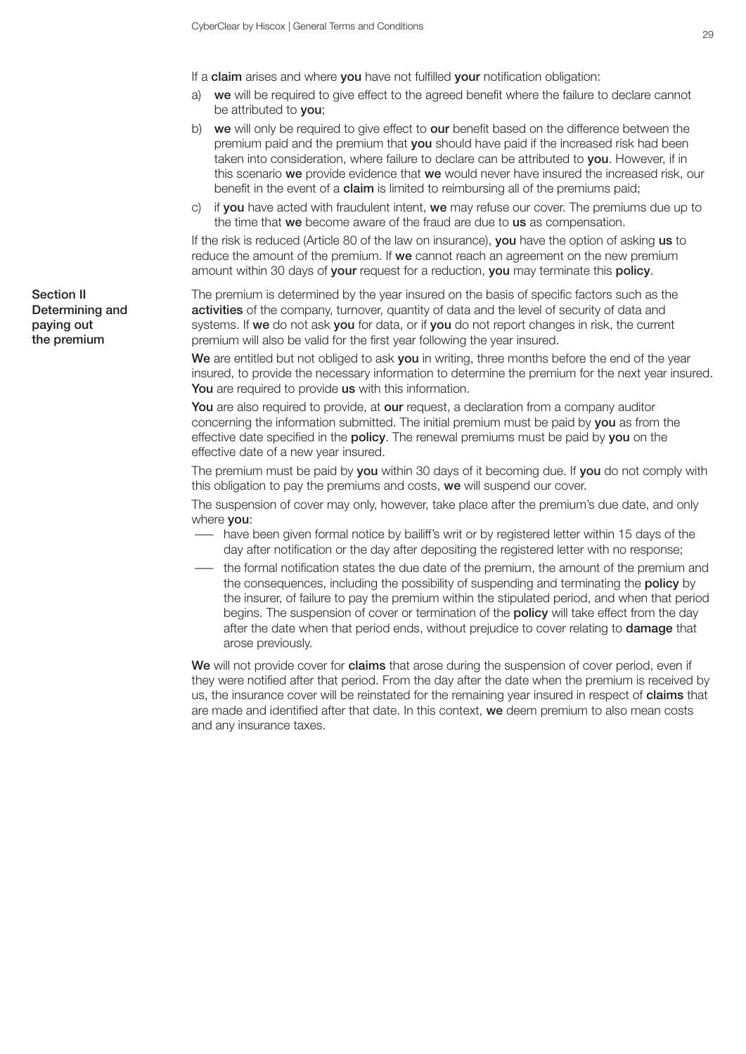If a **claim** arises and where **you** have not fulfilled **your** notification obligation:

a) **we** will be required to give effect to the agreed benefit where the failure to declare cannot be attributed to **you**;

b) **we** will only be required to give effect to **our** benefit based on the difference between the premium paid and the premium that **you** should have paid if the increased risk had been taken into consideration, where failure to declare can be attributed to **you**. However, if in this scenario **we** provide evidence that **we** would never have insured the increased risk, our benefit in the event of a **claim** is limited to reimbursing all of the premiums paid;

c) if **you** have acted with fraudulent intent, **we** may refuse our cover. The premiums due up to the time that **we** become aware of the fraud are due to **us** as compensation.

If the risk is reduced (Article 80 of the law on insurance), **you** have the option of asking **us** to reduce the amount of the premium. If **we** cannot reach an agreement on the new premium amount within 30 days of **your** request for a reduction, **you** may terminate this **policy**.

## Section II Determining and paying out the premium

The premium is determined by the year insured on the basis of specific factors such as the **activities** of the company, turnover, quantity of data and the level of security of data and systems. If **we** do not ask **you** for data, or if **you** do not report changes in risk, the current premium will also be valid for the first year following the year insured.

**We** are entitled but not obliged to ask **you** in writing, three months before the end of the year insured, to provide the necessary information to determine the premium for the next year insured. **You** are required to provide **us** with this information.

**You** are also required to provide, at **our** request, a declaration from a company auditor concerning the information submitted. The initial premium must be paid by **you** as from the effective date specified in the **policy**. The renewal premiums must be paid by **you** on the effective date of a new year insured.

The premium must be paid by **you** within 30 days of it becoming due. If **you** do not comply with this obligation to pay the premiums and costs, **we** will suspend our cover.

The suspension of cover may only, however, take place after the premium's due date, and only where **you**:

- have been given formal notice by bailiff's writ or by registered letter within 15 days of the day after notification or the day after depositing the registered letter with no response;
- the formal notification states the due date of the premium, the amount of the premium and the consequences, including the possibility of suspending and terminating the **policy** by the insurer, of failure to pay the premium within the stipulated period, and when that period begins. The suspension of cover or termination of the **policy** will take effect from the day after the date when that period ends, without prejudice to cover relating to **damage** that arose previously.

**We** will not provide cover for **claims** that arose during the suspension of cover period, even if they were notified after that period. From the day after the date when the premium is received by us, the insurance cover will be reinstated for the remaining year insured in respect of **claims** that are made and identified after that date. In this context, **we** deem premium to also mean costs and any insurance taxes.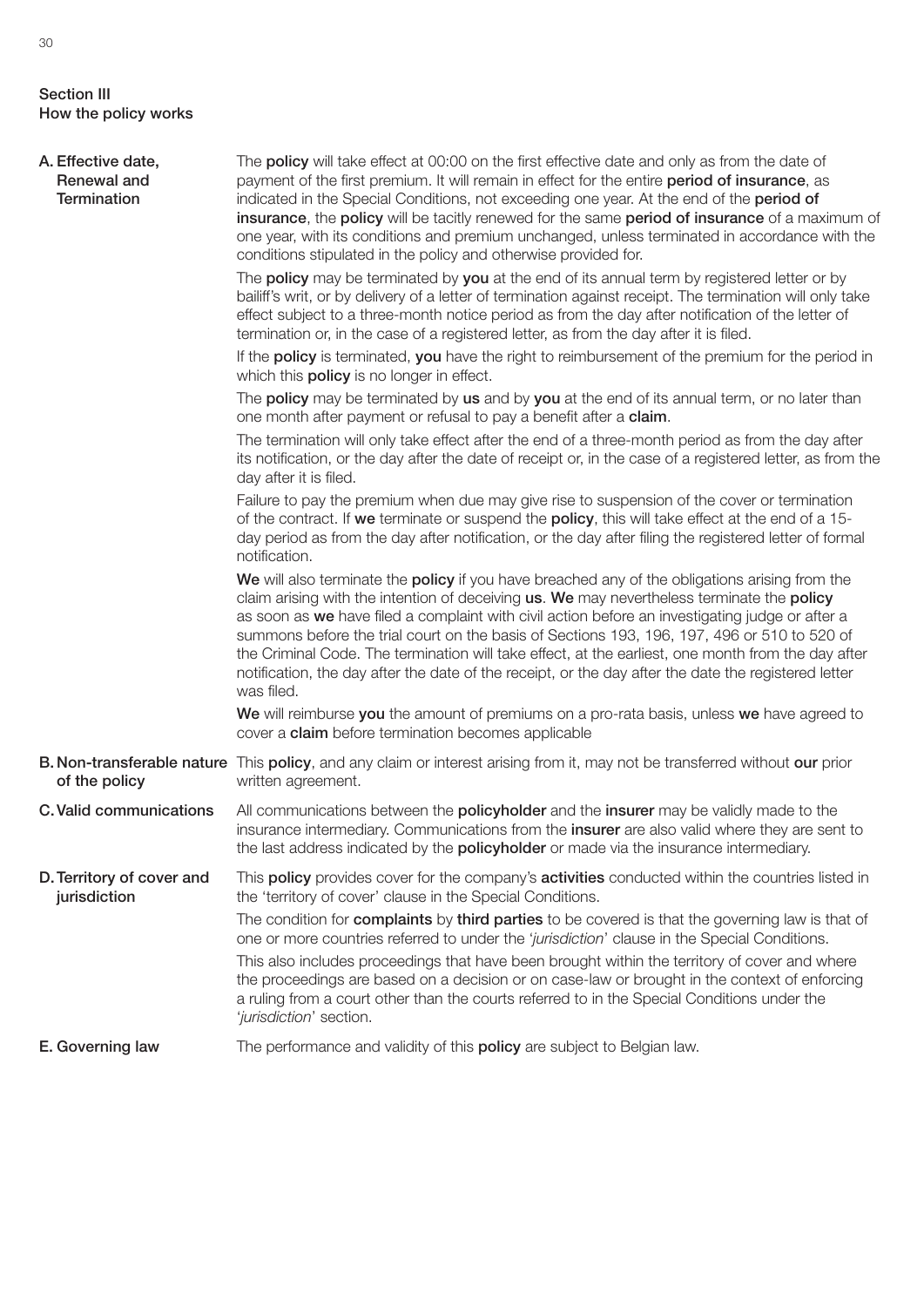## Section III
## How the policy works

### A. Effective date, Renewal and Termination

The **policy** will take effect at 00:00 on the first effective date and only as from the date of payment of the first premium. It will remain in effect for the entire **period of insurance**, as indicated in the Special Conditions, not exceeding one year. At the end of the **period of insurance**, the **policy** will be tacitly renewed for the same **period of insurance** of a maximum of one year, with its conditions and premium unchanged, unless terminated in accordance with the conditions stipulated in the policy and otherwise provided for.

The **policy** may be terminated by **you** at the end of its annual term by registered letter or by bailiff's writ, or by delivery of a letter of termination against receipt. The termination will only take effect subject to a three-month notice period as from the day after notification of the letter of termination or, in the case of a registered letter, as from the day after it is filed.

If the **policy** is terminated, **you** have the right to reimbursement of the premium for the period in which this **policy** is no longer in effect.

The **policy** may be terminated by **us** and by **you** at the end of its annual term, or no later than one month after payment or refusal to pay a benefit after a **claim**.

The termination will only take effect after the end of a three-month period as from the day after its notification, or the day after the date of receipt or, in the case of a registered letter, as from the day after it is filed.

Failure to pay the premium when due may give rise to suspension of the cover or termination of the contract. If **we** terminate or suspend the **policy**, this will take effect at the end of a 15-day period as from the day after notification, or the day after filing the registered letter of formal notification.

**We** will also terminate the **policy** if you have breached any of the obligations arising from the claim arising with the intention of deceiving **us**. **We** may nevertheless terminate the **policy** as soon as **we** have filed a complaint with civil action before an investigating judge or after a summons before the trial court on the basis of Sections 193, 196, 197, 496 or 510 to 520 of the Criminal Code. The termination will take effect, at the earliest, one month from the day after notification, the day after the date of the receipt, or the day after the date the registered letter was filed.

**We** will reimburse **you** the amount of premiums on a pro-rata basis, unless **we** have agreed to cover a **claim** before termination becomes applicable

### B. Non-transferable nature of the policy

This **policy**, and any claim or interest arising from it, may not be transferred without **our** prior written agreement.

### C. Valid communications

All communications between the **policyholder** and the **insurer** may be validly made to the insurance intermediary. Communications from the **insurer** are also valid where they are sent to the last address indicated by the **policyholder** or made via the insurance intermediary.

### D. Territory of cover and jurisdiction

This **policy** provides cover for the company's **activities** conducted within the countries listed in the 'territory of cover' clause in the Special Conditions.

The condition for **complaints** by **third parties** to be covered is that the governing law is that of one or more countries referred to under the '*jurisdiction*' clause in the Special Conditions.

This also includes proceedings that have been brought within the territory of cover and where the proceedings are based on a decision or on case-law or brought in the context of enforcing a ruling from a court other than the courts referred to in the Special Conditions under the '*jurisdiction*' section.

### E. Governing law

The performance and validity of this **policy** are subject to Belgian law.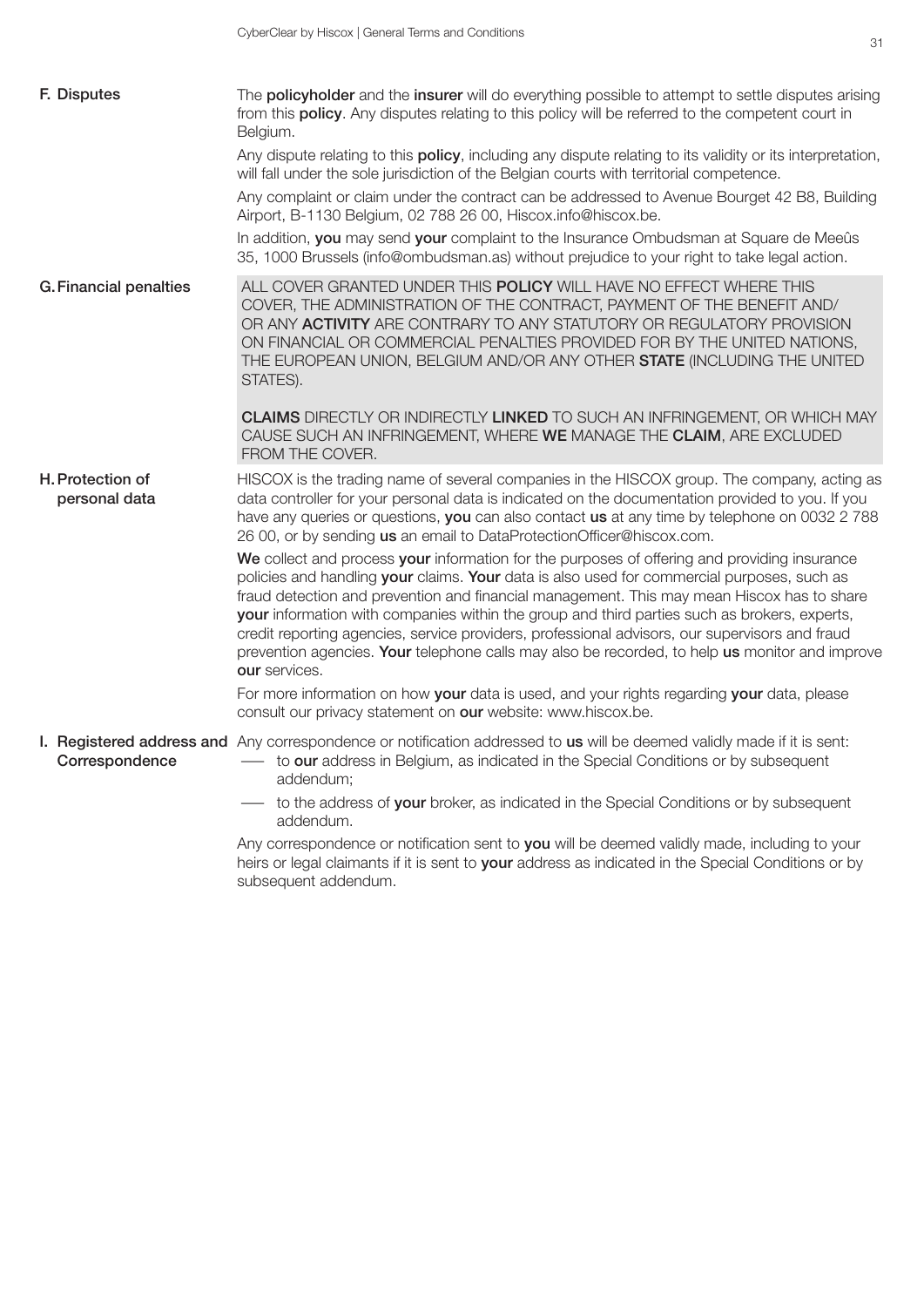## F. Disputes

The **policyholder** and the **insurer** will do everything possible to attempt to settle disputes arising from this **policy**. Any disputes relating to this policy will be referred to the competent court in Belgium.

Any dispute relating to this **policy**, including any dispute relating to its validity or its interpretation, will fall under the sole jurisdiction of the Belgian courts with territorial competence.

Any complaint or claim under the contract can be addressed to Avenue Bourget 42 B8, Building Airport, B-1130 Belgium, 02 788 26 00, Hiscox.info@hiscox.be.

In addition, **you** may send **your** complaint to the Insurance Ombudsman at Square de Meeûs 35, 1000 Brussels (info@ombudsman.as) without prejudice to your right to take legal action.

## G. Financial penalties

ALL COVER GRANTED UNDER THIS **POLICY** WILL HAVE NO EFFECT WHERE THIS COVER, THE ADMINISTRATION OF THE CONTRACT, PAYMENT OF THE BENEFIT AND/OR ANY **ACTIVITY** ARE CONTRARY TO ANY STATUTORY OR REGULATORY PROVISION ON FINANCIAL OR COMMERCIAL PENALTIES PROVIDED FOR BY THE UNITED NATIONS, THE EUROPEAN UNION, BELGIUM AND/OR ANY OTHER **STATE** (INCLUDING THE UNITED STATES).

**CLAIMS** DIRECTLY OR INDIRECTLY **LINKED** TO SUCH AN INFRINGEMENT, OR WHICH MAY CAUSE SUCH AN INFRINGEMENT, WHERE **WE** MANAGE THE **CLAIM**, ARE EXCLUDED FROM THE COVER.

## H. Protection of personal data

HISCOX is the trading name of several companies in the HISCOX group. The company, acting as data controller for your personal data is indicated on the documentation provided to you. If you have any queries or questions, **you** can also contact **us** at any time by telephone on 0032 2 788 26 00, or by sending **us** an email to DataProtectionOfficer@hiscox.com.

**We** collect and process **your** information for the purposes of offering and providing insurance policies and handling **your** claims. **Your** data is also used for commercial purposes, such as fraud detection and prevention and financial management. This may mean Hiscox has to share **your** information with companies within the group and third parties such as brokers, experts, credit reporting agencies, service providers, professional advisors, our supervisors and fraud prevention agencies. **Your** telephone calls may also be recorded, to help **us** monitor and improve **our** services.

For more information on how **your** data is used, and your rights regarding **your** data, please consult our privacy statement on **our** website: www.hiscox.be.

## I. Registered address and Correspondence

Any correspondence or notification addressed to **us** will be deemed validly made if it is sent:

- to **our** address in Belgium, as indicated in the Special Conditions or by subsequent addendum;
- to the address of **your** broker, as indicated in the Special Conditions or by subsequent addendum.

Any correspondence or notification sent to **you** will be deemed validly made, including to your heirs or legal claimants if it is sent to **your** address as indicated in the Special Conditions or by subsequent addendum.